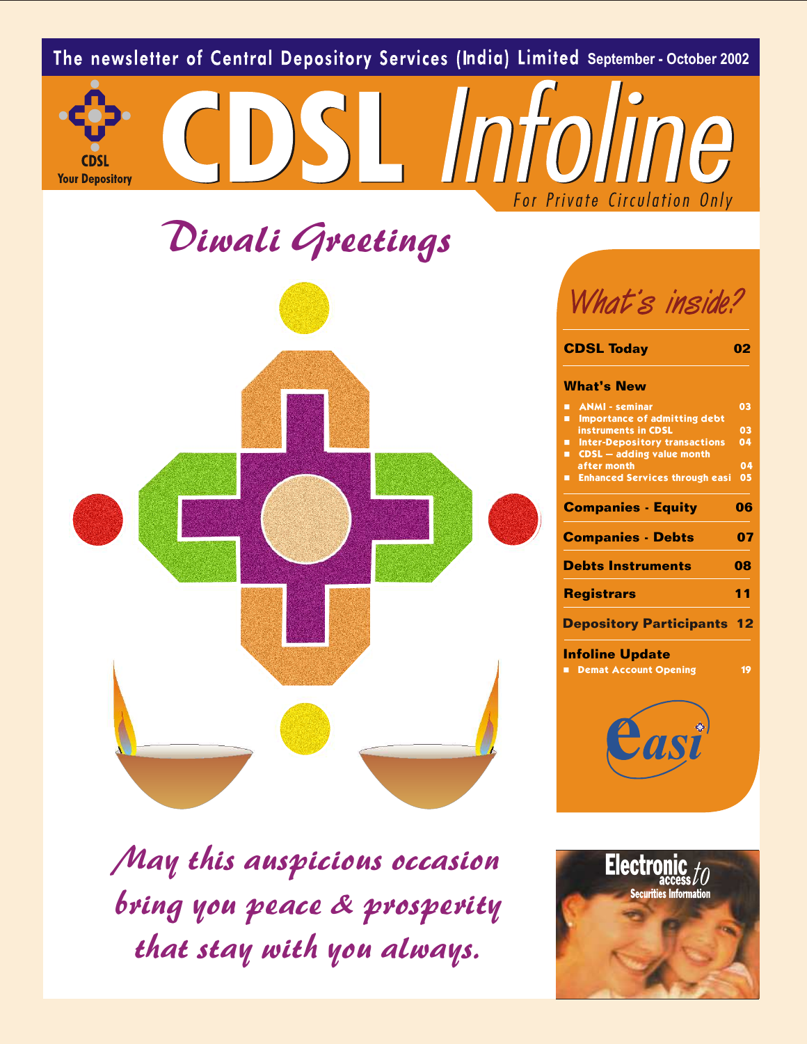The newsletter of Central Depository Services (India) Limited September - October 2002

CDSL Your Depository

# CDSL Infoline

For Private Circulation Only

## Diwali Greetings

*May this auspicious occasion bring you peace & prosperity that stay with you always.*

## What's inside?

| | |
|---|---|
| **CDSL Today** | **02** |
| **What's New** | |
| ■ ANMI - seminar | 03 |
| ■ Importance of admitting debt instruments in CDSL | 03 |
| ■ Inter-Depository transactions | 04 |
| ■ CDSL – adding value month after month | 04 |
| ■ Enhanced Services through easi | 05 |
| **Companies - Equity** | **06** |
| **Companies - Debts** | **07** |
| **Debts Instruments** | **08** |
| **Registrars** | **11** |
| **Depository Participants** | **12** |
| **Infoline Update** | |
| ■ Demat Account Opening | 19 |

easi

Electronic access to Securities Information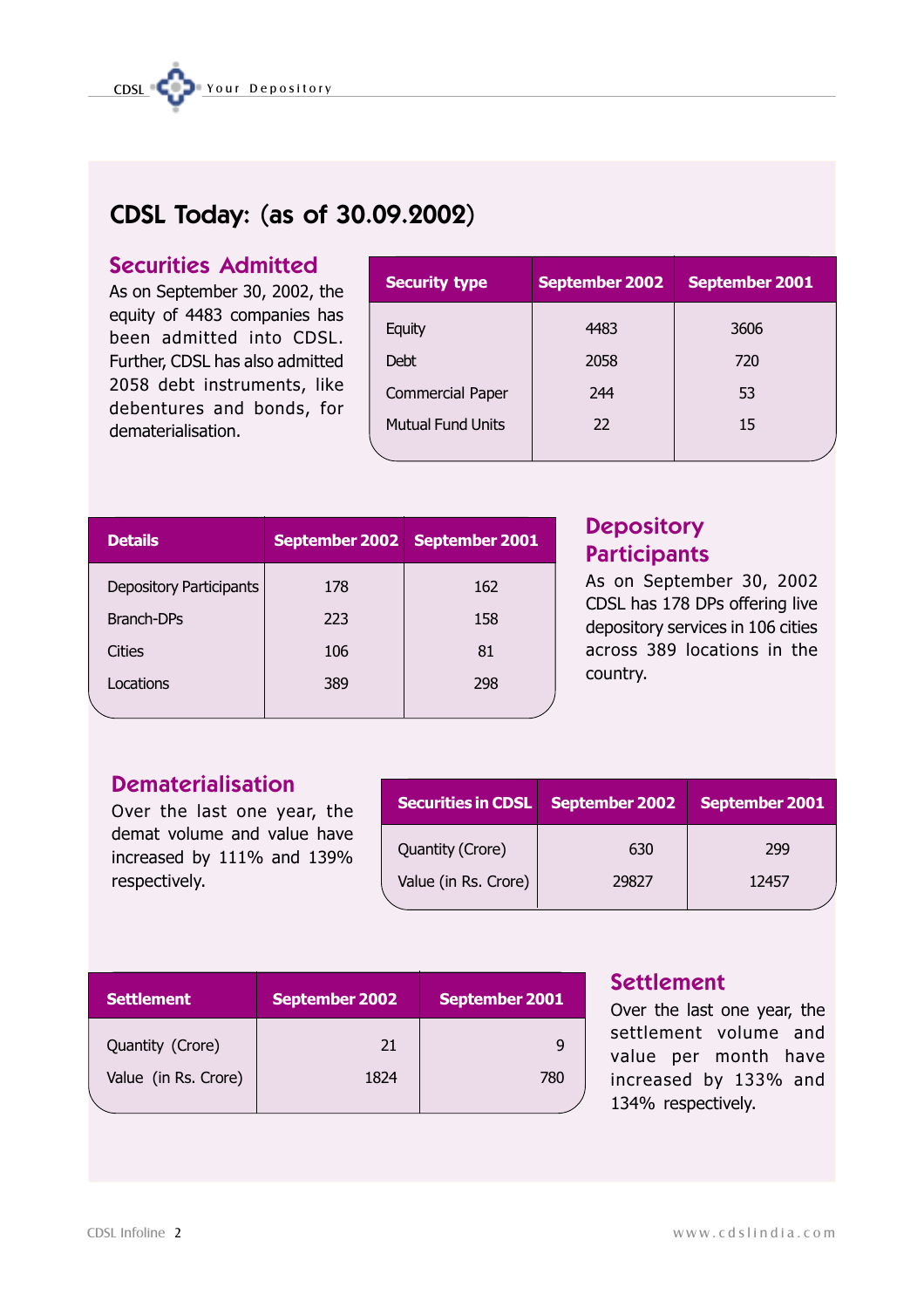# CDSL Today: (as of 30.09.2002)

## Securities Admitted

As on September 30, 2002, the equity of 4483 companies has been admitted into CDSL. Further, CDSL has also admitted 2058 debt instruments, like debentures and bonds, for dematerialisation.

| Security type | September 2002 | September 2001 |
|---|---|---|
| Equity | 4483 | 3606 |
| Debt | 2058 | 720 |
| Commercial Paper | 244 | 53 |
| Mutual Fund Units | 22 | 15 |

## Depository Participants

As on September 30, 2002 CDSL has 178 DPs offering live depository services in 106 cities across 389 locations in the country.

| Details | September 2002 | September 2001 |
|---|---|---|
| Depository Participants | 178 | 162 |
| Branch-DPs | 223 | 158 |
| Cities | 106 | 81 |
| Locations | 389 | 298 |

## Dematerialisation

Over the last one year, the demat volume and value have increased by 111% and 139% respectively.

| Securities in CDSL | September 2002 | September 2001 |
|---|---|---|
| Quantity (Crore) | 630 | 299 |
| Value (in Rs. Crore) | 29827 | 12457 |

## Settlement

Over the last one year, the settlement volume and value per month have increased by 133% and 134% respectively.

| Settlement | September 2002 | September 2001 |
|---|---|---|
| Quantity (Crore) | 21 | 9 |
| Value (in Rs. Crore) | 1824 | 780 |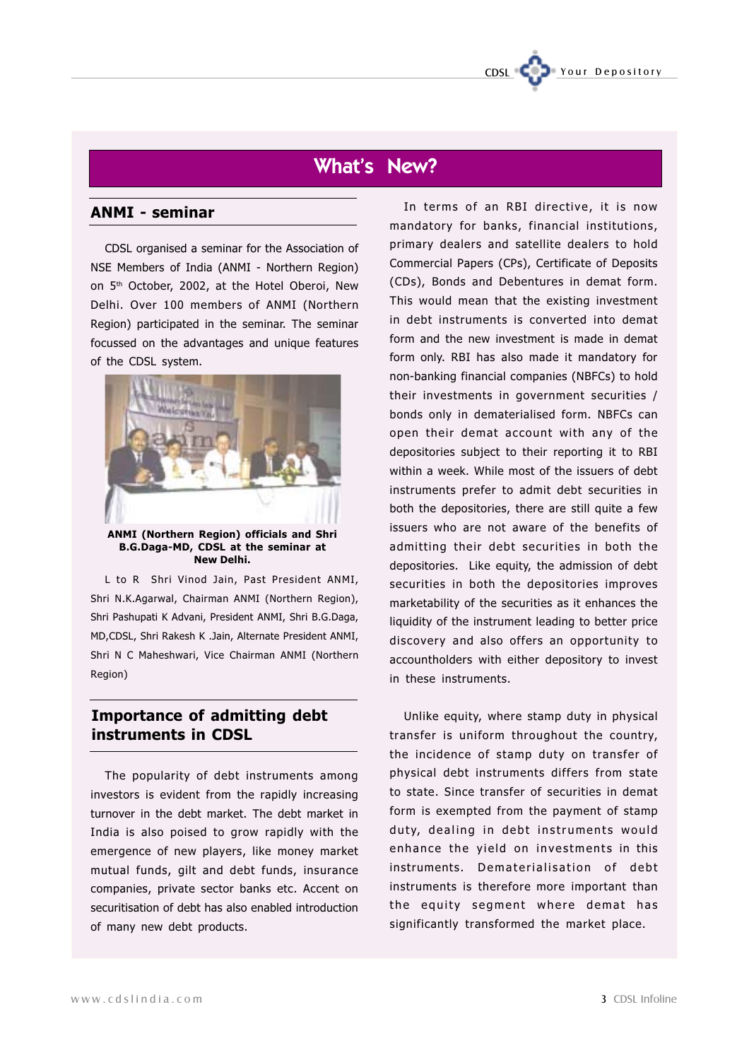# What's New?

## ANMI - seminar

CDSL organised a seminar for the Association of NSE Members of India (ANMI - Northern Region) on 5th October, 2002, at the Hotel Oberoi, New Delhi. Over 100 members of ANMI (Northern Region) participated in the seminar. The seminar focussed on the advantages and unique features of the CDSL system.

**ANMI (Northern Region) officials and Shri B.G.Daga-MD, CDSL at the seminar at New Delhi.**

L to R Shri Vinod Jain, Past President ANMI, Shri N.K.Agarwal, Chairman ANMI (Northern Region), Shri Pashupati K Advani, President ANMI, Shri B.G.Daga, MD,CDSL, Shri Rakesh K .Jain, Alternate President ANMI, Shri N C Maheshwari, Vice Chairman ANMI (Northern Region)

## Importance of admitting debt instruments in CDSL

The popularity of debt instruments among investors is evident from the rapidly increasing turnover in the debt market. The debt market in India is also poised to grow rapidly with the emergence of new players, like money market mutual funds, gilt and debt funds, insurance companies, private sector banks etc. Accent on securitisation of debt has also enabled introduction of many new debt products.

In terms of an RBI directive, it is now mandatory for banks, financial institutions, primary dealers and satellite dealers to hold Commercial Papers (CPs), Certificate of Deposits (CDs), Bonds and Debentures in demat form. This would mean that the existing investment in debt instruments is converted into demat form and the new investment is made in demat form only. RBI has also made it mandatory for non-banking financial companies (NBFCs) to hold their investments in government securities / bonds only in dematerialised form. NBFCs can open their demat account with any of the depositories subject to their reporting it to RBI within a week. While most of the issuers of debt instruments prefer to admit debt securities in both the depositories, there are still quite a few issuers who are not aware of the benefits of admitting their debt securities in both the depositories. Like equity, the admission of debt securities in both the depositories improves marketability of the securities as it enhances the liquidity of the instrument leading to better price discovery and also offers an opportunity to accountholders with either depository to invest in these instruments.

Unlike equity, where stamp duty in physical transfer is uniform throughout the country, the incidence of stamp duty on transfer of physical debt instruments differs from state to state. Since transfer of securities in demat form is exempted from the payment of stamp duty, dealing in debt instruments would enhance the yield on investments in this instruments. Dematerialisation of debt instruments is therefore more important than the equity segment where demat has significantly transformed the market place.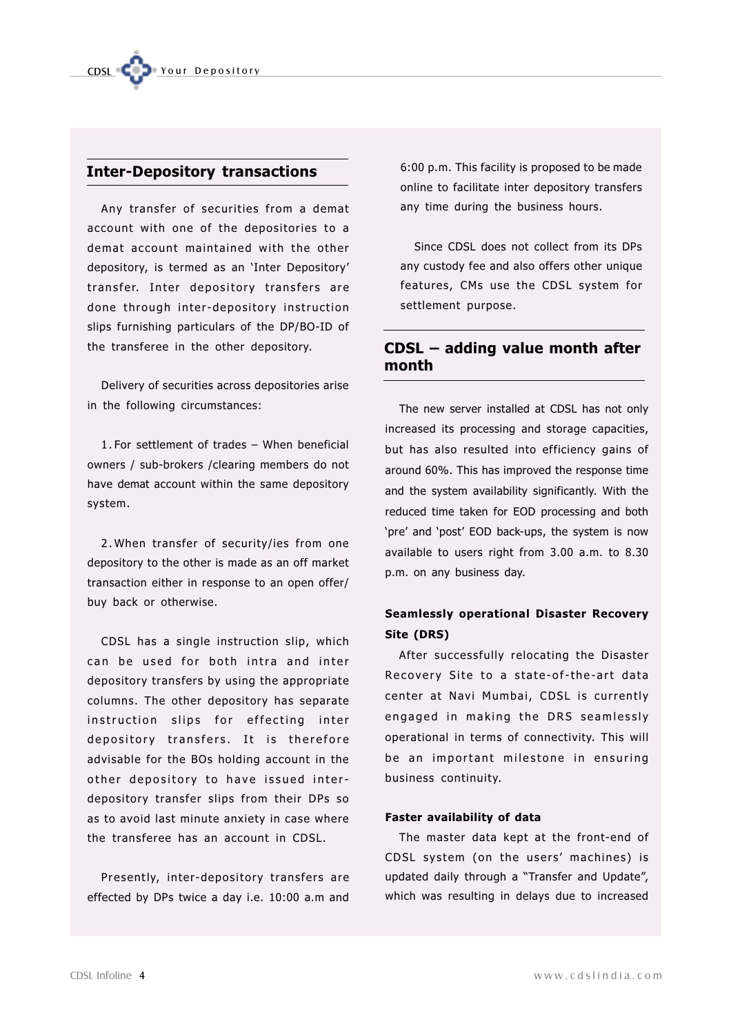## Inter-Depository transactions

Any transfer of securities from a demat account with one of the depositories to a demat account maintained with the other depository, is termed as an 'Inter Depository' transfer. Inter depository transfers are done through inter-depository instruction slips furnishing particulars of the DP/BO-ID of the transferee in the other depository.

Delivery of securities across depositories arise in the following circumstances:

1. For settlement of trades – When beneficial owners / sub-brokers /clearing members do not have demat account within the same depository system.

2. When transfer of security/ies from one depository to the other is made as an off market transaction either in response to an open offer/ buy back or otherwise.

CDSL has a single instruction slip, which can be used for both intra and inter depository transfers by using the appropriate columns. The other depository has separate instruction slips for effecting inter depository transfers. It is therefore advisable for the BOs holding account in the other depository to have issued inter-depository transfer slips from their DPs so as to avoid last minute anxiety in case where the transferee has an account in CDSL.

Presently, inter-depository transfers are effected by DPs twice a day i.e. 10:00 a.m and 6:00 p.m. This facility is proposed to be made online to facilitate inter depository transfers any time during the business hours.

Since CDSL does not collect from its DPs any custody fee and also offers other unique features, CMs use the CDSL system for settlement purpose.

## CDSL – adding value month after month

The new server installed at CDSL has not only increased its processing and storage capacities, but has also resulted into efficiency gains of around 60%. This has improved the response time and the system availability significantly. With the reduced time taken for EOD processing and both 'pre' and 'post' EOD back-ups, the system is now available to users right from 3.00 a.m. to 8.30 p.m. on any business day.

### Seamlessly operational Disaster Recovery Site (DRS)

After successfully relocating the Disaster Recovery Site to a state-of-the-art data center at Navi Mumbai, CDSL is currently engaged in making the DRS seamlessly operational in terms of connectivity. This will be an important milestone in ensuring business continuity.

### Faster availability of data

The master data kept at the front-end of CDSL system (on the users' machines) is updated daily through a "Transfer and Update", which was resulting in delays due to increased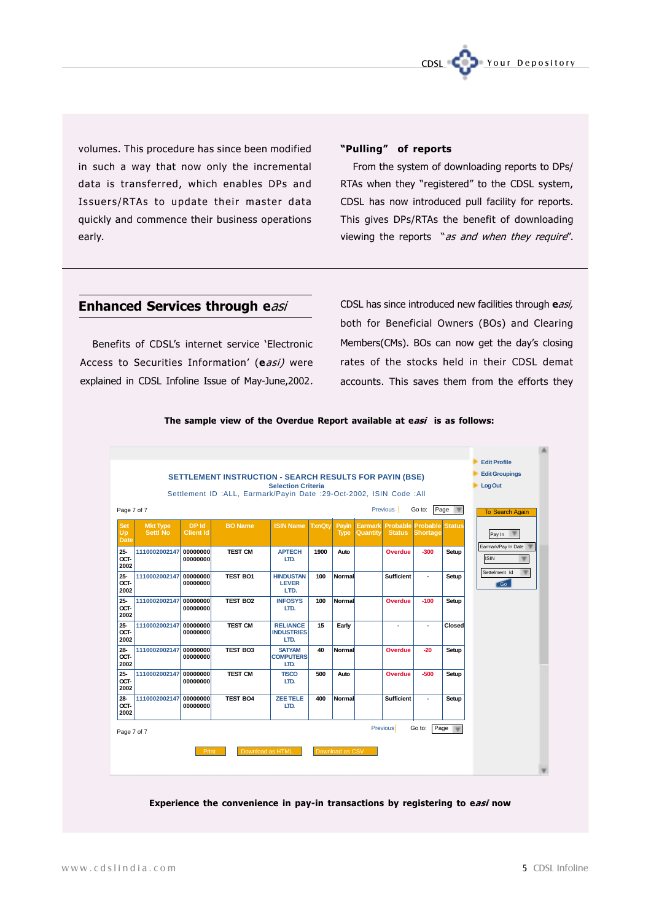volumes. This procedure has since been modified in such a way that now only the incremental data is transferred, which enables DPs and Issuers/RTAs to update their master data quickly and commence their business operations early.

**"Pulling" of reports**

From the system of downloading reports to DPs/ RTAs when they "registered" to the CDSL system, CDSL has now introduced pull facility for reports. This gives DPs/RTAs the benefit of downloading viewing the reports "*as and when they require*".

## Enhanced Services through e*asi*

Benefits of CDSL's internet service 'Electronic Access to Securities Information' (**e***asi)* were explained in CDSL Infoline Issue of May-June,2002.

CDSL has since introduced new facilities through **e***asi,* both for Beneficial Owners (BOs) and Clearing Members(CMs). BOs can now get the day's closing rates of the stocks held in their CDSL demat accounts. This saves them from the efforts they

**The sample view of the Overdue Report available at e*asi* is as follows:**

SETTLEMENT INSTRUCTION - SEARCH RESULTS FOR PAYIN (BSE)

Selection Criteria

Settlement ID :ALL, Earmark/Payin Date :29-Oct-2002, ISIN Code :All

Page 7 of 7 — Previous | Go to: Page

| Set Up Date | Mkt Type Settl No | DP Id Client Id | BO Name | ISIN Name | TxnQty | Payin Type | Earmark Quantity | Probable Status | Probable Shortage | Status |
|---|---|---|---|---|---|---|---|---|---|---|
| 25-OCT-2002 | 1110002002147 | 00000000 00000000 | TEST CM | APTECH LTD. | 1900 | Auto | | Overdue | -300 | Setup |
| 25-OCT-2002 | 1110002002147 | 00000000 00000000 | TEST BO1 | HINDUSTAN LEVER LTD. | 100 | Normal | | Sufficient | - | Setup |
| 25-OCT-2002 | 1110002002147 | 00000000 00000000 | TEST BO2 | INFOSYS LTD. | 100 | Normal | | Overdue | -100 | Setup |
| 25-OCT-2002 | 1110002002147 | 00000000 00000000 | TEST CM | RELIANCE INDUSTRIES LTD. | 15 | Early | | - | - | Closed |
| 28-OCT-2002 | 1110002002147 | 00000000 00000000 | TEST BO3 | SATYAM COMPUTERS LTD. | 40 | Normal | | Overdue | -20 | Setup |
| 25-OCT-2002 | 1110002002147 | 00000000 00000000 | TEST CM | TISCO LTD. | 500 | Auto | | Overdue | -500 | Setup |
| 28-OCT-2002 | 1110002002147 | 00000000 00000000 | TEST BO4 | ZEE TELE LTD. | 400 | Normal | | Sufficient | - | Setup |

Page 7 of 7 — Previous | Go to: Page

Print | Download as HTML | Download as CSV

Edit Profile | Edit Groupings | Log Out

To Search Again: Pay In | Earmark/Pay In Date | ISIN | Settlement Id | Go

**Experience the convenience in pay-in transactions by registering to e*asi* now**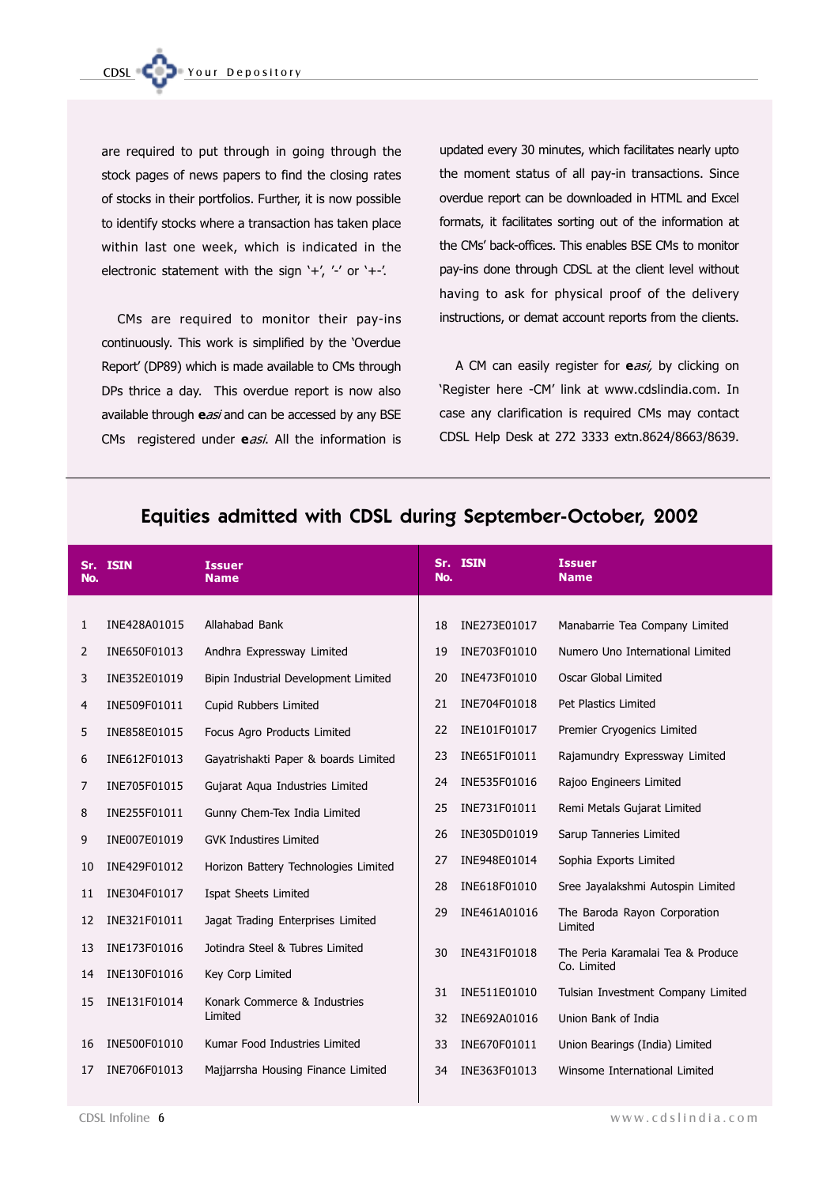are required to put through in going through the stock pages of news papers to find the closing rates of stocks in their portfolios. Further, it is now possible to identify stocks where a transaction has taken place within last one week, which is indicated in the electronic statement with the sign '+', '-' or '+-'.

CMs are required to monitor their pay-ins continuously. This work is simplified by the 'Overdue Report' (DP89) which is made available to CMs through DPs thrice a day. This overdue report is now also available through **e***asi* and can be accessed by any BSE CMs registered under **e***asi*. All the information is updated every 30 minutes, which facilitates nearly upto the moment status of all pay-in transactions. Since overdue report can be downloaded in HTML and Excel formats, it facilitates sorting out of the information at the CMs' back-offices. This enables BSE CMs to monitor pay-ins done through CDSL at the client level without having to ask for physical proof of the delivery instructions, or demat account reports from the clients.

A CM can easily register for **e***asi*, by clicking on 'Register here -CM' link at www.cdslindia.com. In case any clarification is required CMs may contact CDSL Help Desk at 272 3333 extn.8624/8663/8639.

## Equities admitted with CDSL during September-October, 2002

| Sr. No. | ISIN | Issuer Name |
|---|---|---|
| 1 | INE428A01015 | Allahabad Bank |
| 2 | INE650F01013 | Andhra Expressway Limited |
| 3 | INE352E01019 | Bipin Industrial Development Limited |
| 4 | INE509F01011 | Cupid Rubbers Limited |
| 5 | INE858E01015 | Focus Agro Products Limited |
| 6 | INE612F01013 | Gayatrishakti Paper & boards Limited |
| 7 | INE705F01015 | Gujarat Aqua Industries Limited |
| 8 | INE255F01011 | Gunny Chem-Tex India Limited |
| 9 | INE007E01019 | GVK Industires Limited |
| 10 | INE429F01012 | Horizon Battery Technologies Limited |
| 11 | INE304F01017 | Ispat Sheets Limited |
| 12 | INE321F01011 | Jagat Trading Enterprises Limited |
| 13 | INE173F01016 | Jotindra Steel & Tubres Limited |
| 14 | INE130F01016 | Key Corp Limited |
| 15 | INE131F01014 | Konark Commerce & Industries Limited |
| 16 | INE500F01010 | Kumar Food Industries Limited |
| 17 | INE706F01013 | Majjarrsha Housing Finance Limited |
| 18 | INE273E01017 | Manabarrie Tea Company Limited |
| 19 | INE703F01010 | Numero Uno International Limited |
| 20 | INE473F01010 | Oscar Global Limited |
| 21 | INE704F01018 | Pet Plastics Limited |
| 22 | INE101F01017 | Premier Cryogenics Limited |
| 23 | INE651F01011 | Rajamundry Expressway Limited |
| 24 | INE535F01016 | Rajoo Engineers Limited |
| 25 | INE731F01011 | Remi Metals Gujarat Limited |
| 26 | INE305D01019 | Sarup Tanneries Limited |
| 27 | INE948E01014 | Sophia Exports Limited |
| 28 | INE618F01010 | Sree Jayalakshmi Autospin Limited |
| 29 | INE461A01016 | The Baroda Rayon Corporation Limited |
| 30 | INE431F01018 | The Peria Karamalai Tea & Produce Co. Limited |
| 31 | INE511E01010 | Tulsian Investment Company Limited |
| 32 | INE692A01016 | Union Bank of India |
| 33 | INE670F01011 | Union Bearings (India) Limited |
| 34 | INE363F01013 | Winsome International Limited |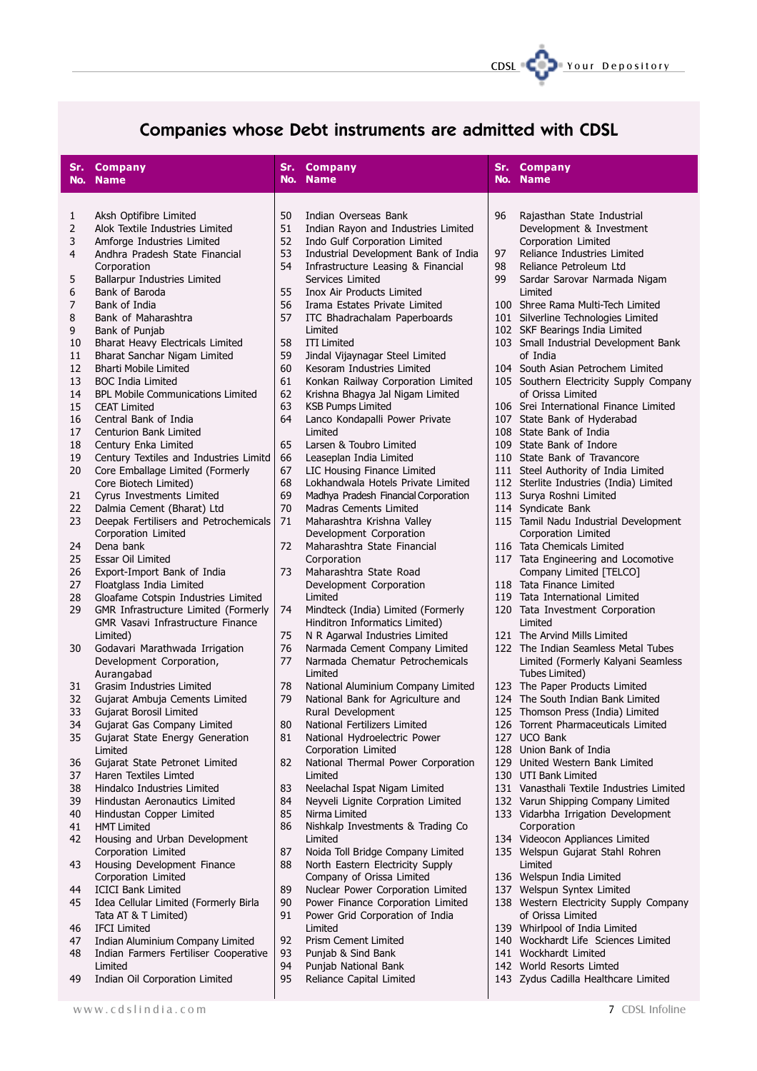# Companies whose Debt instruments are admitted with CDSL

| Sr. No. | Company Name |
|---|---|
| 1 | Aksh Optifibre Limited |
| 2 | Alok Textile Industries Limited |
| 3 | Amforge Industries Limited |
| 4 | Andhra Pradesh State Financial Corporation |
| 5 | Ballarpur Industries Limited |
| 6 | Bank of Baroda |
| 7 | Bank of India |
| 8 | Bank of Maharashtra |
| 9 | Bank of Punjab |
| 10 | Bharat Heavy Electricals Limited |
| 11 | Bharat Sanchar Nigam Limited |
| 12 | Bharti Mobile Limited |
| 13 | BOC India Limited |
| 14 | BPL Mobile Communications Limited |
| 15 | CEAT Limited |
| 16 | Central Bank of India |
| 17 | Centurion Bank Limited |
| 18 | Century Enka Limited |
| 19 | Century Textiles and Industries Limitd |
| 20 | Core Emballage Limited (Formerly Core Biotech Limited) |
| 21 | Cyrus Investments Limited |
| 22 | Dalmia Cement (Bharat) Ltd |
| 23 | Deepak Fertilisers and Petrochemicals Corporation Limited |
| 24 | Dena bank |
| 25 | Essar Oil Limited |
| 26 | Export-Import Bank of India |
| 27 | Floatglass India Limited |
| 28 | Gloafame Cotspin Industries Limited |
| 29 | GMR Infrastructure Limited (Formerly GMR Vasavi Infrastructure Finance Limited) |
| 30 | Godavari Marathwada Irrigation Development Corporation, Aurangabad |
| 31 | Grasim Industries Limited |
| 32 | Gujarat Ambuja Cements Limited |
| 33 | Gujarat Borosil Limited |
| 34 | Gujarat Gas Company Limited |
| 35 | Gujarat State Energy Generation Limited |
| 36 | Gujarat State Petronet Limited |
| 37 | Haren Textiles Limted |
| 38 | Hindalco Industries Limited |
| 39 | Hindustan Aeronautics Limited |
| 40 | Hindustan Copper Limited |
| 41 | HMT Limited |
| 42 | Housing and Urban Development Corporation Limited |
| 43 | Housing Development Finance Corporation Limited |
| 44 | ICICI Bank Limited |
| 45 | Idea Cellular Limited (Formerly Birla Tata AT & T Limited) |
| 46 | IFCI Limited |
| 47 | Indian Aluminium Company Limited |
| 48 | Indian Farmers Fertiliser Cooperative Limited |
| 49 | Indian Oil Corporation Limited |
| 50 | Indian Overseas Bank |
| 51 | Indian Rayon and Industries Limited |
| 52 | Indo Gulf Corporation Limited |
| 53 | Industrial Development Bank of India |
| 54 | Infrastructure Leasing & Financial Services Limited |
| 55 | Inox Air Products Limited |
| 56 | Irama Estates Private Limited |
| 57 | ITC Bhadrachalam Paperboards Limited |
| 58 | ITI Limited |
| 59 | Jindal Vijaynagar Steel Limited |
| 60 | Kesoram Industries Limited |
| 61 | Konkan Railway Corporation Limited |
| 62 | Krishna Bhagya Jal Nigam Limited |
| 63 | KSB Pumps Limited |
| 64 | Lanco Kondapalli Power Private Limited |
| 65 | Larsen & Toubro Limited |
| 66 | Leaseplan India Limited |
| 67 | LIC Housing Finance Limited |
| 68 | Lokhandwala Hotels Private Limited |
| 69 | Madhya Pradesh Financial Corporation |
| 70 | Madras Cements Limited |
| 71 | Maharashtra Krishna Valley Development Corporation |
| 72 | Maharashtra State Financial Corporation |
| 73 | Maharashtra State Road Development Corporation Limited |
| 74 | Mindteck (India) Limited (Formerly Hinditron Informatics Limited) |
| 75 | N R Agarwal Industries Limited |
| 76 | Narmada Cement Company Limited |
| 77 | Narmada Chematur Petrochemicals Limited |
| 78 | National Aluminium Company Limited |
| 79 | National Bank for Agriculture and Rural Development |
| 80 | National Fertilizers Limited |
| 81 | National Hydroelectric Power Corporation Limited |
| 82 | National Thermal Power Corporation Limited |
| 83 | Neelachal Ispat Nigam Limited |
| 84 | Neyveli Lignite Corpration Limited |
| 85 | Nirma Limited |
| 86 | Nishkalp Investments & Trading Co Limited |
| 87 | Noida Toll Bridge Company Limited |
| 88 | North Eastern Electricity Supply Company of Orissa Limited |
| 89 | Nuclear Power Corporation Limited |
| 90 | Power Finance Corporation Limited |
| 91 | Power Grid Corporation of India Limited |
| 92 | Prism Cement Limited |
| 93 | Punjab & Sind Bank |
| 94 | Punjab National Bank |
| 95 | Reliance Capital Limited |
| 96 | Rajasthan State Industrial Development & Investment Corporation Limited |
| 97 | Reliance Industries Limited |
| 98 | Reliance Petroleum Ltd |
| 99 | Sardar Sarovar Narmada Nigam Limited |
| 100 | Shree Rama Multi-Tech Limited |
| 101 | Silverline Technologies Limited |
| 102 | SKF Bearings India Limited |
| 103 | Small Industrial Development Bank of India |
| 104 | South Asian Petrochem Limited |
| 105 | Southern Electricity Supply Company of Orissa Limited |
| 106 | Srei International Finance Limited |
| 107 | State Bank of Hyderabad |
| 108 | State Bank of India |
| 109 | State Bank of Indore |
| 110 | State Bank of Travancore |
| 111 | Steel Authority of India Limited |
| 112 | Sterlite Industries (India) Limited |
| 113 | Surya Roshni Limited |
| 114 | Syndicate Bank |
| 115 | Tamil Nadu Industrial Development Corporation Limited |
| 116 | Tata Chemicals Limited |
| 117 | Tata Engineering and Locomotive Company Limited [TELCO] |
| 118 | Tata Finance Limited |
| 119 | Tata International Limited |
| 120 | Tata Investment Corporation Limited |
| 121 | The Arvind Mills Limited |
| 122 | The Indian Seamless Metal Tubes Limited (Formerly Kalyani Seamless Tubes Limited) |
| 123 | The Paper Products Limited |
| 124 | The South Indian Bank Limited |
| 125 | Thomson Press (India) Limited |
| 126 | Torrent Pharmaceuticals Limited |
| 127 | UCO Bank |
| 128 | Union Bank of India |
| 129 | United Western Bank Limited |
| 130 | UTI Bank Limited |
| 131 | Vanasthali Textile Industries Limited |
| 132 | Varun Shipping Company Limited |
| 133 | Vidarbha Irrigation Development Corporation |
| 134 | Videocon Appliances Limited |
| 135 | Welspun Gujarat Stahl Rohren Limited |
| 136 | Welspun India Limited |
| 137 | Welspun Syntex Limited |
| 138 | Western Electricity Supply Company of Orissa Limited |
| 139 | Whirlpool of India Limited |
| 140 | Wockhardt Life Sciences Limited |
| 141 | Wockhardt Limited |
| 142 | World Resorts Limited |
| 143 | Zydus Cadilla Healthcare Limited |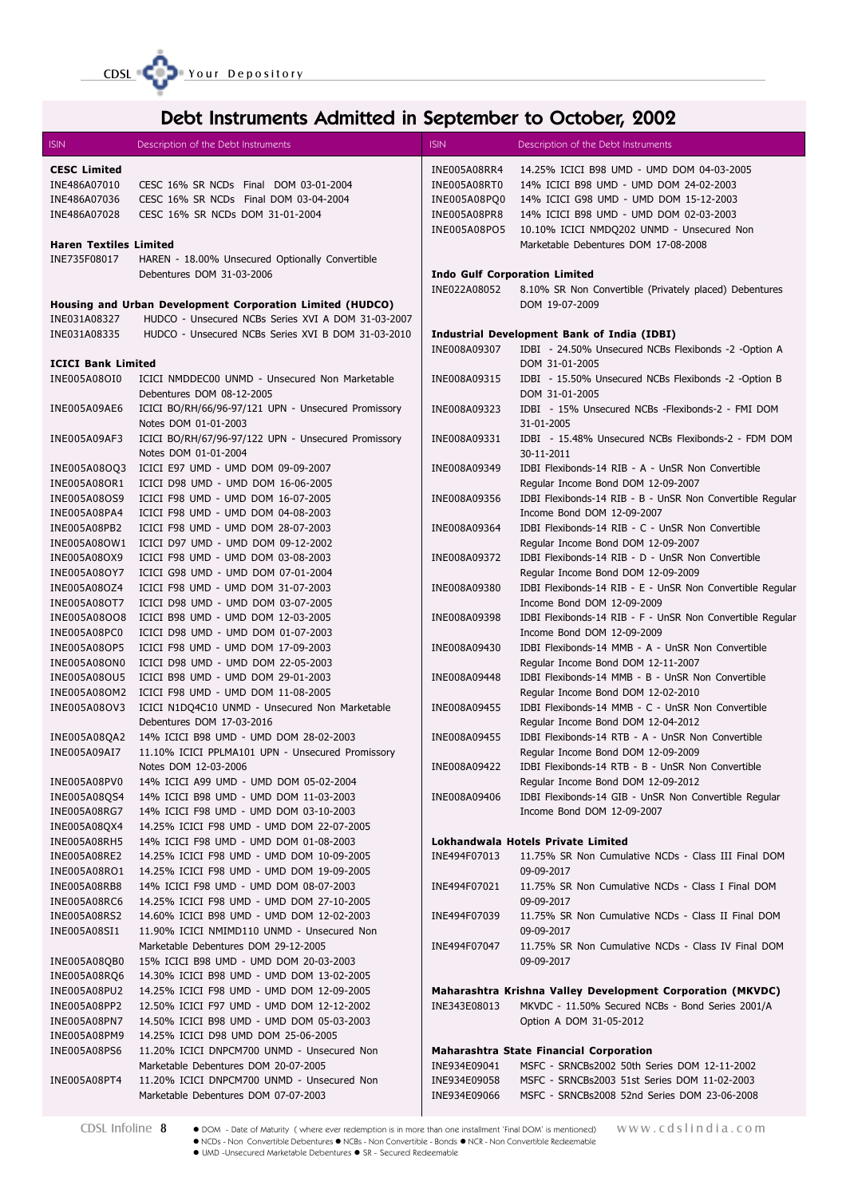# Debt Instruments Admitted in September to October, 2002

| ISIN | Description of the Debt Instruments |
|---|---|
| **CESC Limited** | |
| INE486A07010 | CESC 16% SR NCDs Final DOM 03-01-2004 |
| INE486A07036 | CESC 16% SR NCDs Final DOM 03-04-2004 |
| INE486A07028 | CESC 16% SR NCDs DOM 31-01-2004 |
| **Haren Textiles Limited** | |
| INE735F08017 | HAREN - 18.00% Unsecured Optionally Convertible Debentures DOM 31-03-2006 |
| **Housing and Urban Development Corporation Limited (HUDCO)** | |
| INE031A08327 | HUDCO - Unsecured NCBs Series XVI A DOM 31-03-2007 |
| INE031A08335 | HUDCO - Unsecured NCBs Series XVI B DOM 31-03-2010 |
| **ICICI Bank Limited** | |
| INE005A08OI0 | ICICI NMDDEC00 UNMD - Unsecured Non Marketable Debentures DOM 08-12-2005 |
| INE005A09AE6 | ICICI BO/RH/66/96-97/121 UPN - Unsecured Promissory Notes DOM 01-01-2003 |
| INE005A09AF3 | ICICI BO/RH/67/96-97/122 UPN - Unsecured Promissory Notes DOM 01-01-2004 |
| INE005A08OQ3 | ICICI E97 UMD - UMD DOM 09-09-2007 |
| INE005A08OR1 | ICICI D98 UMD - UMD DOM 16-06-2005 |
| INE005A08OS9 | ICICI F98 UMD - UMD DOM 16-07-2005 |
| INE005A08PA4 | ICICI F98 UMD - UMD DOM 04-08-2003 |
| INE005A08PB2 | ICICI F98 UMD - UMD DOM 28-07-2003 |
| INE005A08OW1 | ICICI D97 UMD - UMD DOM 09-12-2002 |
| INE005A08OX9 | ICICI F98 UMD - UMD DOM 03-08-2003 |
| INE005A08OY7 | ICICI G98 UMD - UMD DOM 07-01-2004 |
| INE005A08OZ4 | ICICI F98 UMD - UMD DOM 31-07-2003 |
| INE005A08OT7 | ICICI D98 UMD - UMD DOM 03-07-2005 |
| INE005A08OO8 | ICICI B98 UMD - UMD DOM 12-03-2005 |
| INE005A08PC0 | ICICI D98 UMD - UMD DOM 01-07-2003 |
| INE005A08OP5 | ICICI F98 UMD - UMD DOM 17-09-2003 |
| INE005A08ON0 | ICICI D98 UMD - UMD DOM 22-05-2003 |
| INE005A08OU5 | ICICI B98 UMD - UMD DOM 29-01-2003 |
| INE005A08OM2 | ICICI F98 UMD - UMD DOM 11-08-2005 |
| INE005A08OV3 | ICICI N1DQ4C10 UNMD - Unsecured Non Marketable Debentures DOM 17-03-2006 |
| INE005A08QA2 | 14% ICICI B98 UMD - UMD DOM 28-02-2003 |
| INE005A09AI7 | 11.10% ICICI PPLMA101 UPN - Unsecured Promissory Notes DOM 12-03-2006 |
| INE005A08PV0 | 14% ICICI A99 UMD - UMD DOM 05-02-2004 |
| INE005A08QS4 | 14% ICICI B98 UMD - UMD DOM 11-03-2003 |
| INE005A08RG7 | 14% ICICI F98 UMD - UMD DOM 03-10-2003 |
| INE005A08QX4 | 14.25% ICICI F98 UMD - UMD DOM 22-07-2005 |
| INE005A08RH5 | 14% ICICI F98 UMD - UMD DOM 01-08-2003 |
| INE005A08RE2 | 14.25% ICICI F98 UMD - UMD DOM 10-09-2005 |
| INE005A08RO1 | 14.25% ICICI F98 UMD - UMD DOM 19-09-2005 |
| INE005A08RB8 | 14% ICICI F98 UMD - UMD DOM 08-07-2003 |
| INE005A08RC6 | 14.25% ICICI F98 UMD - UMD DOM 27-10-2005 |
| INE005A08RS2 | 14.60% ICICI B98 UMD - UMD DOM 12-02-2003 |
| INE005A08SI1 | 11.90% ICICI NMIMD110 UNMD - Unsecured Non Marketable Debentures DOM 29-12-2005 |
| INE005A08QB0 | 15% ICICI B98 UMD - UMD DOM 20-03-2003 |
| INE005A08RQ6 | 14.30% ICICI B98 UMD - UMD DOM 13-02-2005 |
| INE005A08PU2 | 14.25% ICICI F98 UMD - UMD DOM 12-09-2005 |
| INE005A08PP2 | 12.50% ICICI F97 UMD - UMD DOM 12-12-2002 |
| INE005A08PN7 | 14.50% ICICI B98 UMD - UMD DOM 05-03-2003 |
| INE005A08PM9 | 14.25% ICICI D98 UMD DOM 25-06-2005 |
| INE005A08PS6 | 11.20% ICICI DNPCM700 UNMD - Unsecured Non Marketable Debentures DOM 20-07-2005 |
| INE005A08PT4 | 11.20% ICICI DNPCM700 UNMD - Unsecured Non Marketable Debentures DOM 07-07-2003 |
| INE005A08RR4 | 14.25% ICICI B98 UMD - UMD DOM 04-03-2005 |
| INE005A08RT0 | 14% ICICI B98 UMD - UMD DOM 24-02-2003 |
| INE005A08PQ0 | 14% ICICI G98 UMD - UMD DOM 15-12-2003 |
| INE005A08PR8 | 14% ICICI B98 UMD - UMD DOM 02-03-2003 |
| INE005A08PO5 | 10.10% ICICI NMDQ202 UNMD - Unsecured Non Marketable Debentures DOM 17-08-2008 |
| **Indo Gulf Corporation Limited** | |
| INE022A08052 | 8.10% SR Non Convertible (Privately placed) Debentures DOM 19-07-2009 |
| **Industrial Development Bank of India (IDBI)** | |
| INE008A09307 | IDBI - 24.50% Unsecured NCBs Flexibonds -2 -Option A DOM 31-01-2005 |
| INE008A09315 | IDBI - 15.50% Unsecured NCBs Flexibonds -2 -Option B DOM 31-01-2005 |
| INE008A09323 | IDBI - 15% Unsecured NCBs -Flexibonds-2 - FMI DOM 31-01-2005 |
| INE008A09331 | IDBI - 15.48% Unsecured NCBs Flexibonds-2 - FDM DOM 30-11-2011 |
| INE008A09349 | IDBI Flexibonds-14 RIB - A - UnSR Non Convertible Regular Income Bond DOM 12-09-2007 |
| INE008A09356 | IDBI Flexibonds-14 RIB - B - UnSR Non Convertible Regular Income Bond DOM 12-09-2007 |
| INE008A09364 | IDBI Flexibonds-14 RIB - C - UnSR Non Convertible Regular Income Bond DOM 12-09-2007 |
| INE008A09372 | IDBI Flexibonds-14 RIB - D - UnSR Non Convertible Regular Income Bond DOM 12-09-2009 |
| INE008A09380 | IDBI Flexibonds-14 RIB - E - UnSR Non Convertible Regular Income Bond DOM 12-09-2009 |
| INE008A09398 | IDBI Flexibonds-14 RIB - F - UnSR Non Convertible Regular Income Bond DOM 12-09-2009 |
| INE008A09430 | IDBI Flexibonds-14 MMB - A - UnSR Non Convertible Regular Income Bond DOM 12-11-2007 |
| INE008A09448 | IDBI Flexibonds-14 MMB - B - UnSR Non Convertible Regular Income Bond DOM 12-02-2010 |
| INE008A09455 | IDBI Flexibonds-14 MMB - C - UnSR Non Convertible Regular Income Bond DOM 12-04-2012 |
| INE008A09455 | IDBI Flexibonds-14 RTB - A - UnSR Non Convertible Regular Income Bond DOM 12-09-2009 |
| INE008A09422 | IDBI Flexibonds-14 RTB - B - UnSR Non Convertible Regular Income Bond DOM 12-09-2012 |
| INE008A09406 | IDBI Flexibonds-14 GIB - UnSR Non Convertible Regular Income Bond DOM 12-09-2007 |
| **Lokhandwala Hotels Private Limited** | |
| INE494F07013 | 11.75% SR Non Cumulative NCDs - Class III Final DOM 09-09-2017 |
| INE494F07021 | 11.75% SR Non Cumulative NCDs - Class I Final DOM 09-09-2017 |
| INE494F07039 | 11.75% SR Non Cumulative NCDs - Class II Final DOM 09-09-2017 |
| INE494F07047 | 11.75% SR Non Cumulative NCDs - Class IV Final DOM 09-09-2017 |
| **Maharashtra Krishna Valley Development Corporation (MKVDC)** | |
| INE343E08013 | MKVDC - 11.50% Secured NCBs - Bond Series 2001/A Option A DOM 31-05-2012 |
| **Maharashtra State Financial Corporation** | |
| INE934E09041 | MSFC - SRNCBs2002 50th Series DOM 12-11-2002 |
| INE934E09058 | MSFC - SRNCBs2003 51st Series DOM 11-02-2003 |
| INE934E09066 | MSFC - SRNCBs2008 52nd Series DOM 23-06-2008 |

- DOM - Date of Maturity ( where ever redemption is in more than one installment 'Final DOM' is mentioned)
- NCDs - Non Convertible Debentures
- NCBs - Non Convertible - Bonds
- NCR - Non Convertible Redeemable
- UMD -Unsecured Marketable Debentures
- SR - Secured Redeemable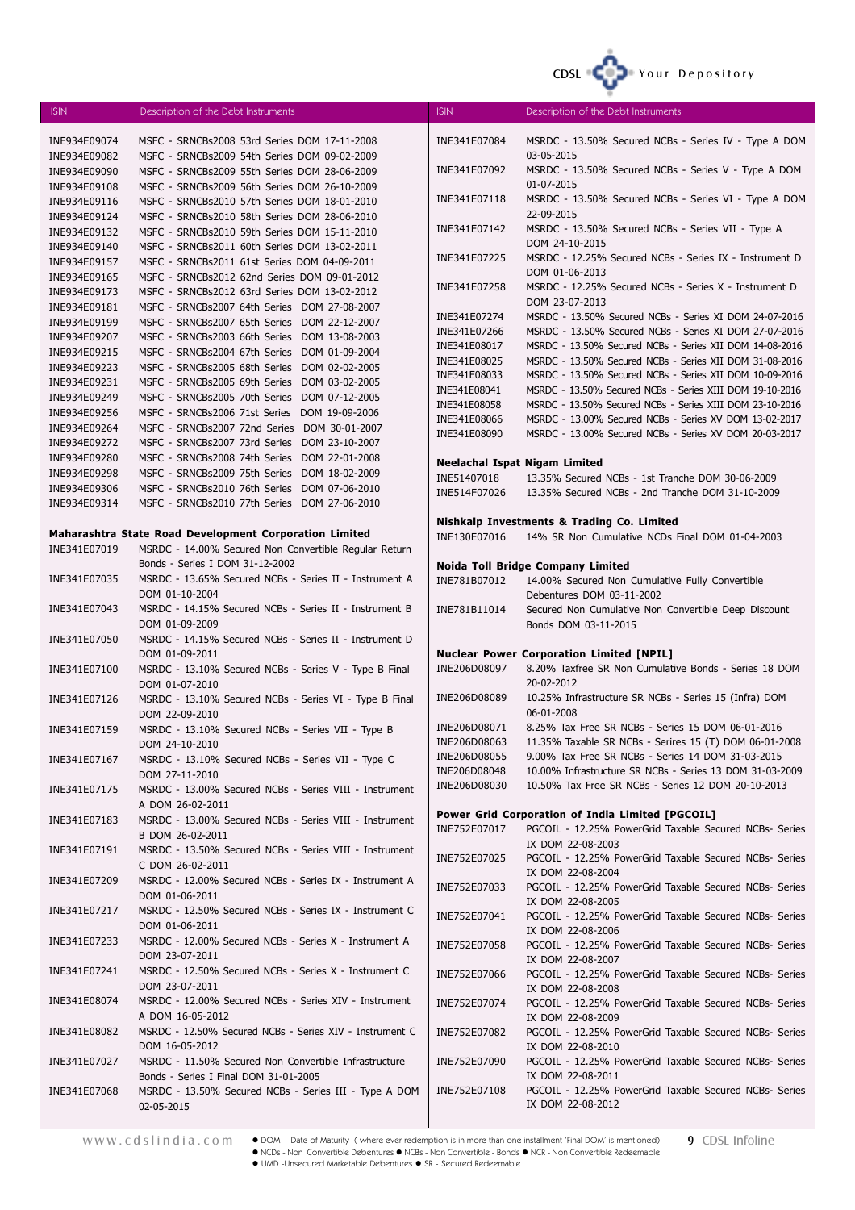| ISIN | Description of the Debt Instruments |
|---|---|
| INE934E09074 | MSFC - SRNCBs2008 53rd Series DOM 17-11-2008 |
| INE934E09082 | MSFC - SRNCBs2009 54th Series DOM 09-02-2009 |
| INE934E09090 | MSFC - SRNCBs2009 55th Series DOM 28-06-2009 |
| INE934E09108 | MSFC - SRNCBs2009 56th Series DOM 26-10-2009 |
| INE934E09116 | MSFC - SRNCBs2010 57th Series DOM 18-01-2010 |
| INE934E09124 | MSFC - SRNCBs2010 58th Series DOM 28-06-2010 |
| INE934E09132 | MSFC - SRNCBs2010 59th Series DOM 15-11-2010 |
| INE934E09140 | MSFC - SRNCBs2011 60th Series DOM 13-02-2011 |
| INE934E09157 | MSFC - SRNCBs2011 61st Series DOM 04-09-2011 |
| INE934E09165 | MSFC - SRNCBs2012 62nd Series DOM 09-01-2012 |
| INE934E09173 | MSFC - SRNCBs2012 63rd Series DOM 13-02-2012 |
| INE934E09181 | MSFC - SRNCBs2007 64th Series DOM 27-08-2007 |
| INE934E09199 | MSFC - SRNCBs2007 65th Series DOM 22-12-2007 |
| INE934E09207 | MSFC - SRNCBs2003 66th Series DOM 13-08-2003 |
| INE934E09215 | MSFC - SRNCBs2004 67th Series DOM 01-09-2004 |
| INE934E09223 | MSFC - SRNCBs2005 68th Series DOM 02-02-2005 |
| INE934E09231 | MSFC - SRNCBs2005 69th Series DOM 03-02-2005 |
| INE934E09249 | MSFC - SRNCBs2005 70th Series DOM 07-12-2005 |
| INE934E09256 | MSFC - SRNCBs2006 71st Series DOM 19-09-2006 |
| INE934E09264 | MSFC - SRNCBs2007 72nd Series DOM 30-01-2007 |
| INE934E09272 | MSFC - SRNCBs2007 73rd Series DOM 23-10-2007 |
| INE934E09280 | MSFC - SRNCBs2008 74th Series DOM 22-01-2008 |
| INE934E09298 | MSFC - SRNCBs2009 75th Series DOM 18-02-2009 |
| INE934E09306 | MSFC - SRNCBs2010 76th Series DOM 07-06-2010 |
| INE934E09314 | MSFC - SRNCBs2010 77th Series DOM 27-06-2010 |

**Maharashtra State Road Development Corporation Limited**

| ISIN | Description of the Debt Instruments |
|---|---|
| INE341E07019 | MSRDC - 14.00% Secured Non Convertible Regular Return Bonds - Series I DOM 31-12-2002 |
| INE341E07035 | MSRDC - 13.65% Secured NCBs - Series II - Instrument A DOM 01-10-2004 |
| INE341E07043 | MSRDC - 14.15% Secured NCBs - Series II - Instrument B DOM 01-09-2009 |
| INE341E07050 | MSRDC - 14.15% Secured NCBs - Series II - Instrument D DOM 01-09-2011 |
| INE341E07100 | MSRDC - 13.10% Secured NCBs - Series V - Type B Final DOM 01-07-2010 |
| INE341E07126 | MSRDC - 13.10% Secured NCBs - Series VI - Type B Final DOM 22-09-2010 |
| INE341E07159 | MSRDC - 13.10% Secured NCBs - Series VII - Type B DOM 24-10-2010 |
| INE341E07167 | MSRDC - 13.10% Secured NCBs - Series VII - Type C DOM 27-11-2010 |
| INE341E07175 | MSRDC - 13.00% Secured NCBs - Series VIII - Instrument A DOM 26-02-2011 |
| INE341E07183 | MSRDC - 13.00% Secured NCBs - Series VIII - Instrument B DOM 26-02-2011 |
| INE341E07191 | MSRDC - 13.50% Secured NCBs - Series VIII - Instrument C DOM 26-02-2011 |
| INE341E07209 | MSRDC - 12.00% Secured NCBs - Series IX - Instrument A DOM 01-06-2011 |
| INE341E07217 | MSRDC - 12.50% Secured NCBs - Series IX - Instrument C DOM 01-06-2011 |
| INE341E07233 | MSRDC - 12.00% Secured NCBs - Series X - Instrument A DOM 23-07-2011 |
| INE341E07241 | MSRDC - 12.50% Secured NCBs - Series X - Instrument C DOM 23-07-2011 |
| INE341E08074 | MSRDC - 12.00% Secured NCBs - Series XIV - Instrument A DOM 16-05-2012 |
| INE341E08082 | MSRDC - 12.50% Secured NCBs - Series XIV - Instrument C DOM 16-05-2012 |
| INE341E07027 | MSRDC - 11.50% Secured Non Convertible Infrastructure Bonds - Series I Final DOM 31-01-2005 |
| INE341E07068 | MSRDC - 13.50% Secured NCBs - Series III - Type A DOM 02-05-2015 |
| INE341E07084 | MSRDC - 13.50% Secured NCBs - Series IV - Type A DOM 03-05-2015 |
| INE341E07092 | MSRDC - 13.50% Secured NCBs - Series V - Type A DOM 01-07-2015 |
| INE341E07118 | MSRDC - 13.50% Secured NCBs - Series VI - Type A DOM 22-09-2015 |
| INE341E07142 | MSRDC - 13.50% Secured NCBs - Series VII - Type A DOM 24-10-2015 |
| INE341E07225 | MSRDC - 12.25% Secured NCBs - Series IX - Instrument D DOM 01-06-2013 |
| INE341E07258 | MSRDC - 12.25% Secured NCBs - Series X - Instrument D DOM 23-07-2013 |
| INE341E07274 | MSRDC - 13.50% Secured NCBs - Series XI DOM 24-07-2016 |
| INE341E07266 | MSRDC - 13.50% Secured NCBs - Series XI DOM 27-07-2016 |
| INE341E08017 | MSRDC - 13.50% Secured NCBs - Series XII DOM 14-08-2016 |
| INE341E08025 | MSRDC - 13.50% Secured NCBs - Series XII DOM 31-08-2016 |
| INE341E08033 | MSRDC - 13.50% Secured NCBs - Series XII DOM 10-09-2016 |
| INE341E08041 | MSRDC - 13.50% Secured NCBs - Series XIII DOM 19-10-2016 |
| INE341E08058 | MSRDC - 13.50% Secured NCBs - Series XIII DOM 23-10-2016 |
| INE341E08066 | MSRDC - 13.00% Secured NCBs - Series XV DOM 13-02-2017 |
| INE341E08090 | MSRDC - 13.00% Secured NCBs - Series XV DOM 20-03-2017 |

**Neelachal Ispat Nigam Limited**

| ISIN | Description of the Debt Instruments |
|---|---|
| INE514O7018 | 13.35% Secured NCBs - 1st Tranche DOM 30-06-2009 |
| INE514F07026 | 13.35% Secured NCBs - 2nd Tranche DOM 31-10-2009 |

**Nishkalp Investments & Trading Co. Limited**

| ISIN | Description of the Debt Instruments |
|---|---|
| INE130E07016 | 14% SR Non Cumulative NCDs Final DOM 01-04-2003 |

**Noida Toll Bridge Company Limited**

| ISIN | Description of the Debt Instruments |
|---|---|
| INE781B07012 | 14.00% Secured Non Cumulative Fully Convertible Debentures DOM 03-11-2002 |
| INE781B11014 | Secured Non Cumulative Non Convertible Deep Discount Bonds DOM 03-11-2015 |

**Nuclear Power Corporation Limited [NPIL]**

| ISIN | Description of the Debt Instruments |
|---|---|
| INE206D08097 | 8.20% Taxfree SR Non Cumulative Bonds - Series 18 DOM 20-02-2012 |
| INE206D08089 | 10.25% Infrastructure SR NCBs - Series 15 (Infra) DOM 06-01-2008 |
| INE206D08071 | 8.25% Tax Free SR NCBs - Series 15 DOM 06-01-2016 |
| INE206D08063 | 11.35% Taxable SR NCBs - Serires 15 (T) DOM 06-01-2008 |
| INE206D08055 | 9.00% Tax Free SR NCBs - Series 14 DOM 31-03-2015 |
| INE206D08048 | 10.00% Infrastructure SR NCBs - Series 13 DOM 31-03-2009 |
| INE206D08030 | 10.50% Tax Free SR NCBs - Series 12 DOM 20-10-2013 |

**Power Grid Corporation of India Limited [PGCOIL]**

| ISIN | Description of the Debt Instruments |
|---|---|
| INE752E07017 | PGCOIL - 12.25% PowerGrid Taxable Secured NCBs- Series IX DOM 22-08-2003 |
| INE752E07025 | PGCOIL - 12.25% PowerGrid Taxable Secured NCBs- Series IX DOM 22-08-2004 |
| INE752E07033 | PGCOIL - 12.25% PowerGrid Taxable Secured NCBs- Series IX DOM 22-08-2005 |
| INE752E07041 | PGCOIL - 12.25% PowerGrid Taxable Secured NCBs- Series IX DOM 22-08-2006 |
| INE752E07058 | PGCOIL - 12.25% PowerGrid Taxable Secured NCBs- Series IX DOM 22-08-2007 |
| INE752E07066 | PGCOIL - 12.25% PowerGrid Taxable Secured NCBs- Series IX DOM 22-08-2008 |
| INE752E07074 | PGCOIL - 12.25% PowerGrid Taxable Secured NCBs- Series IX DOM 22-08-2009 |
| INE752E07082 | PGCOIL - 12.25% PowerGrid Taxable Secured NCBs- Series IX DOM 22-08-2010 |
| INE752E07090 | PGCOIL - 12.25% PowerGrid Taxable Secured NCBs- Series IX DOM 22-08-2011 |
| INE752E07108 | PGCOIL - 12.25% PowerGrid Taxable Secured NCBs- Series IX DOM 22-08-2012 |

- DOM - Date of Maturity ( where ever redemption is in more than one installment 'Final DOM' is mentioned)
- NCDs - Non Convertible Debentures ● NCBs - Non Convertible - Bonds ● NCR - Non Convertible Redeemable
- UMD -Unsecured Marketable Debentures ● SR - Secured Redeemable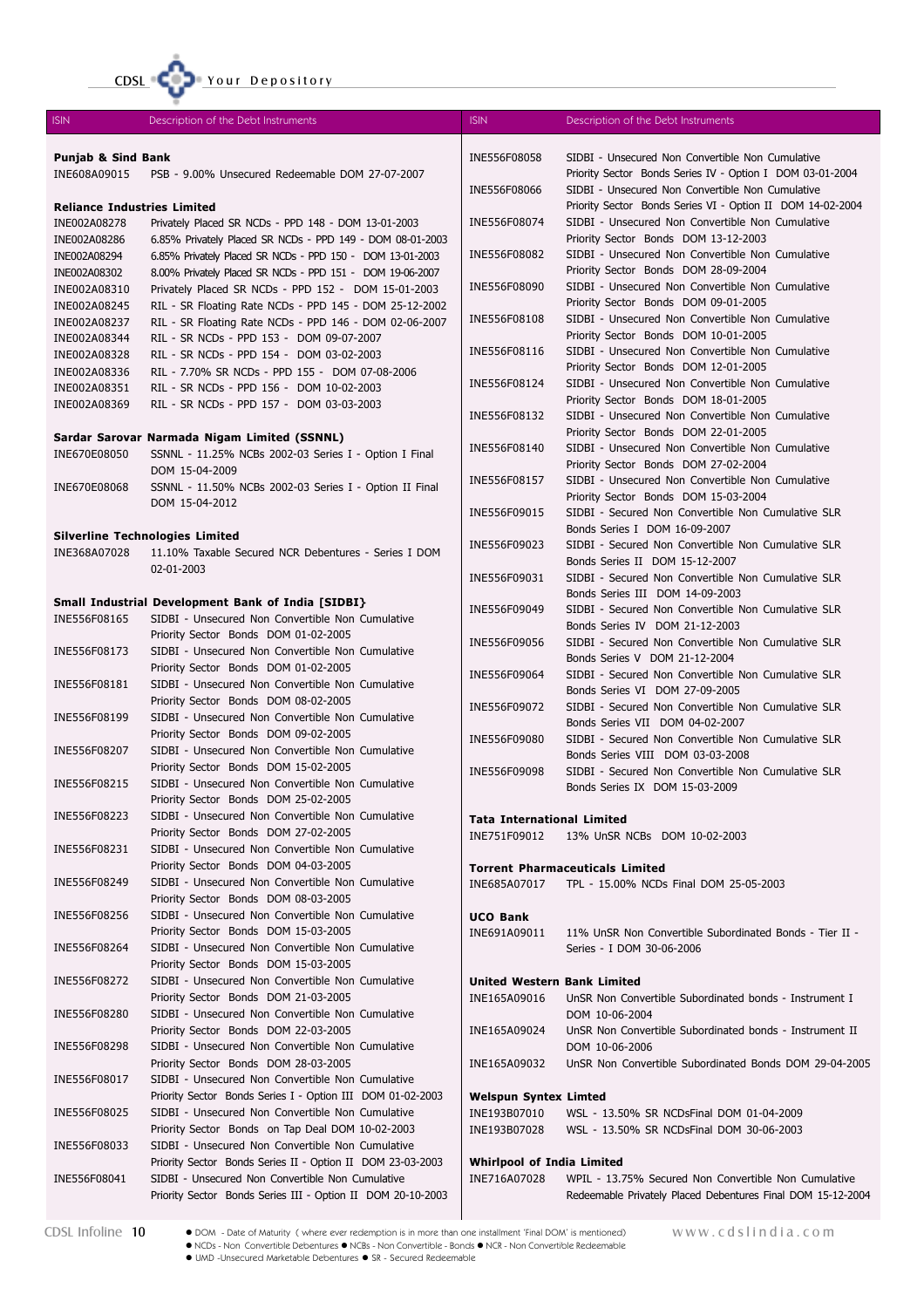| ISIN | Description of the Debt Instruments |
|---|---|
| **Punjab & Sind Bank** | |
| INE608A09015 | PSB - 9.00% Unsecured Redeemable DOM 27-07-2007 |
| **Reliance Industries Limited** | |
| INE002A08278 | Privately Placed SR NCDs - PPD 148 - DOM 13-01-2003 |
| INE002A08286 | 6.85% Privately Placed SR NCDs - PPD 149 - DOM 08-01-2003 |
| INE002A08294 | 6.85% Privately Placed SR NCDs - PPD 150 - DOM 13-01-2003 |
| INE002A08302 | 8.00% Privately Placed SR NCDs - PPD 151 - DOM 19-06-2007 |
| INE002A08310 | Privately Placed SR NCDs - PPD 152 - DOM 15-01-2003 |
| INE002A08245 | RIL - SR Floating Rate NCDs - PPD 145 - DOM 25-12-2002 |
| INE002A08237 | RIL - SR Floating Rate NCDs - PPD 146 - DOM 02-06-2007 |
| INE002A08344 | RIL - SR NCDs - PPD 153 - DOM 09-07-2007 |
| INE002A08328 | RIL - SR NCDs - PPD 154 - DOM 03-02-2003 |
| INE002A08336 | RIL - 7.70% SR NCDs - PPD 155 - DOM 07-08-2006 |
| INE002A08351 | RIL - SR NCDs - PPD 156 - DOM 10-02-2003 |
| INE002A08369 | RIL - SR NCDs - PPD 157 - DOM 03-03-2003 |
| **Sardar Sarovar Narmada Nigam Limited (SSNNL)** | |
| INE670E08050 | SSNNL - 11.25% NCBs 2002-03 Series I - Option I Final DOM 15-04-2009 |
| INE670E08068 | SSNNL - 11.50% NCBs 2002-03 Series I - Option II Final DOM 15-04-2012 |
| **Silverline Technologies Limited** | |
| INE368A07028 | 11.10% Taxable Secured NCR Debentures - Series I DOM 02-01-2003 |
| **Small Industrial Development Bank of India [SIDBI}** | |
| INE556F08165 | SIDBI - Unsecured Non Convertible Non Cumulative Priority Sector Bonds DOM 01-02-2005 |
| INE556F08173 | SIDBI - Unsecured Non Convertible Non Cumulative Priority Sector Bonds DOM 01-02-2005 |
| INE556F08181 | SIDBI - Unsecured Non Convertible Non Cumulative Priority Sector Bonds DOM 08-02-2005 |
| INE556F08199 | SIDBI - Unsecured Non Convertible Non Cumulative Priority Sector Bonds DOM 09-02-2005 |
| INE556F08207 | SIDBI - Unsecured Non Convertible Non Cumulative Priority Sector Bonds DOM 15-02-2005 |
| INE556F08215 | SIDBI - Unsecured Non Convertible Non Cumulative Priority Sector Bonds DOM 25-02-2005 |
| INE556F08223 | SIDBI - Unsecured Non Convertible Non Cumulative Priority Sector Bonds DOM 27-02-2005 |
| INE556F08231 | SIDBI - Unsecured Non Convertible Non Cumulative Priority Sector Bonds DOM 04-03-2005 |
| INE556F08249 | SIDBI - Unsecured Non Convertible Non Cumulative Priority Sector Bonds DOM 08-03-2005 |
| INE556F08256 | SIDBI - Unsecured Non Convertible Non Cumulative Priority Sector Bonds DOM 15-03-2005 |
| INE556F08264 | SIDBI - Unsecured Non Convertible Non Cumulative Priority Sector Bonds DOM 15-03-2005 |
| INE556F08272 | SIDBI - Unsecured Non Convertible Non Cumulative Priority Sector Bonds DOM 21-03-2005 |
| INE556F08280 | SIDBI - Unsecured Non Convertible Non Cumulative Priority Sector Bonds DOM 22-03-2005 |
| INE556F08298 | SIDBI - Unsecured Non Convertible Non Cumulative Priority Sector Bonds DOM 28-03-2005 |
| INE556F08017 | SIDBI - Unsecured Non Convertible Non Cumulative Priority Sector Bonds Series I - Option III DOM 01-02-2003 |
| INE556F08025 | SIDBI - Unsecured Non Convertible Non Cumulative Priority Sector Bonds on Tap Deal DOM 10-02-2003 |
| INE556F08033 | SIDBI - Unsecured Non Convertible Non Cumulative Priority Sector Bonds Series II - Option II DOM 23-03-2003 |
| INE556F08041 | SIDBI - Unsecured Non Convertible Non Cumulative Priority Sector Bonds Series III - Option II DOM 20-10-2003 |
| INE556F08058 | SIDBI - Unsecured Non Convertible Non Cumulative Priority Sector Bonds Series IV - Option I DOM 03-01-2004 |
| INE556F08066 | SIDBI - Unsecured Non Convertible Non Cumulative Priority Sector Bonds Series VI - Option II DOM 14-02-2004 |
| INE556F08074 | SIDBI - Unsecured Non Convertible Non Cumulative Priority Sector Bonds DOM 13-12-2003 |
| INE556F08082 | SIDBI - Unsecured Non Convertible Non Cumulative Priority Sector Bonds DOM 28-09-2004 |
| INE556F08090 | SIDBI - Unsecured Non Convertible Non Cumulative Priority Sector Bonds DOM 09-01-2005 |
| INE556F08108 | SIDBI - Unsecured Non Convertible Non Cumulative Priority Sector Bonds DOM 10-01-2005 |
| INE556F08116 | SIDBI - Unsecured Non Convertible Non Cumulative Priority Sector Bonds DOM 12-01-2005 |
| INE556F08124 | SIDBI - Unsecured Non Convertible Non Cumulative Priority Sector Bonds DOM 18-01-2005 |
| INE556F08132 | SIDBI - Unsecured Non Convertible Non Cumulative Priority Sector Bonds DOM 22-01-2005 |
| INE556F08140 | SIDBI - Unsecured Non Convertible Non Cumulative Priority Sector Bonds DOM 27-02-2004 |
| INE556F08157 | SIDBI - Unsecured Non Convertible Non Cumulative Priority Sector Bonds DOM 15-03-2004 |
| INE556F09015 | SIDBI - Secured Non Convertible Non Cumulative SLR Bonds Series I DOM 16-09-2007 |
| INE556F09023 | SIDBI - Secured Non Convertible Non Cumulative SLR Bonds Series II DOM 15-12-2007 |
| INE556F09031 | SIDBI - Secured Non Convertible Non Cumulative SLR Bonds Series III DOM 14-09-2003 |
| INE556F09049 | SIDBI - Secured Non Convertible Non Cumulative SLR Bonds Series IV DOM 21-12-2003 |
| INE556F09056 | SIDBI - Secured Non Convertible Non Cumulative SLR Bonds Series V DOM 21-12-2004 |
| INE556F09064 | SIDBI - Secured Non Convertible Non Cumulative SLR Bonds Series VI DOM 27-09-2005 |
| INE556F09072 | SIDBI - Secured Non Convertible Non Cumulative SLR Bonds Series VII DOM 04-02-2007 |
| INE556F09080 | SIDBI - Secured Non Convertible Non Cumulative SLR Bonds Series VIII DOM 03-03-2008 |
| INE556F09098 | SIDBI - Secured Non Convertible Non Cumulative SLR Bonds Series IX DOM 15-03-2009 |
| **Tata International Limited** | |
| INE751F09012 | 13% UnSR NCBs DOM 10-02-2003 |
| **Torrent Pharmaceuticals Limited** | |
| INE685A07017 | TPL - 15.00% NCDs Final DOM 25-05-2003 |
| **UCO Bank** | |
| INE691A09011 | 11% UnSR Non Convertible Subordinated Bonds - Tier II - Series - I DOM 30-06-2006 |
| **United Western Bank Limited** | |
| INE165A09016 | UnSR Non Convertible Subordinated bonds - Instrument I DOM 10-06-2004 |
| INE165A09024 | UnSR Non Convertible Subordinated bonds - Instrument II DOM 10-06-2006 |
| INE165A09032 | UnSR Non Convertible Subordinated Bonds DOM 29-04-2005 |
| **Welspun Syntex Limted** | |
| INE193B07010 | WSL - 13.50% SR NCDsFinal DOM 01-04-2009 |
| INE193B07028 | WSL - 13.50% SR NCDsFinal DOM 30-06-2003 |
| **Whirlpool of India Limited** | |
| INE716A07028 | WPIL - 13.75% Secured Non Convertible Non Cumulative Redeemable Privately Placed Debentures Final DOM 15-12-2004 |

- DOM - Date of Maturity ( where ever redemption is in more than one installment 'Final DOM' is mentioned)
- NCDs - Non Convertible Debentures ● NCBs - Non Convertible - Bonds ● NCR - Non Convertible Redeemable
- UMD -Unsecured Marketable Debentures ● SR - Secured Redeemable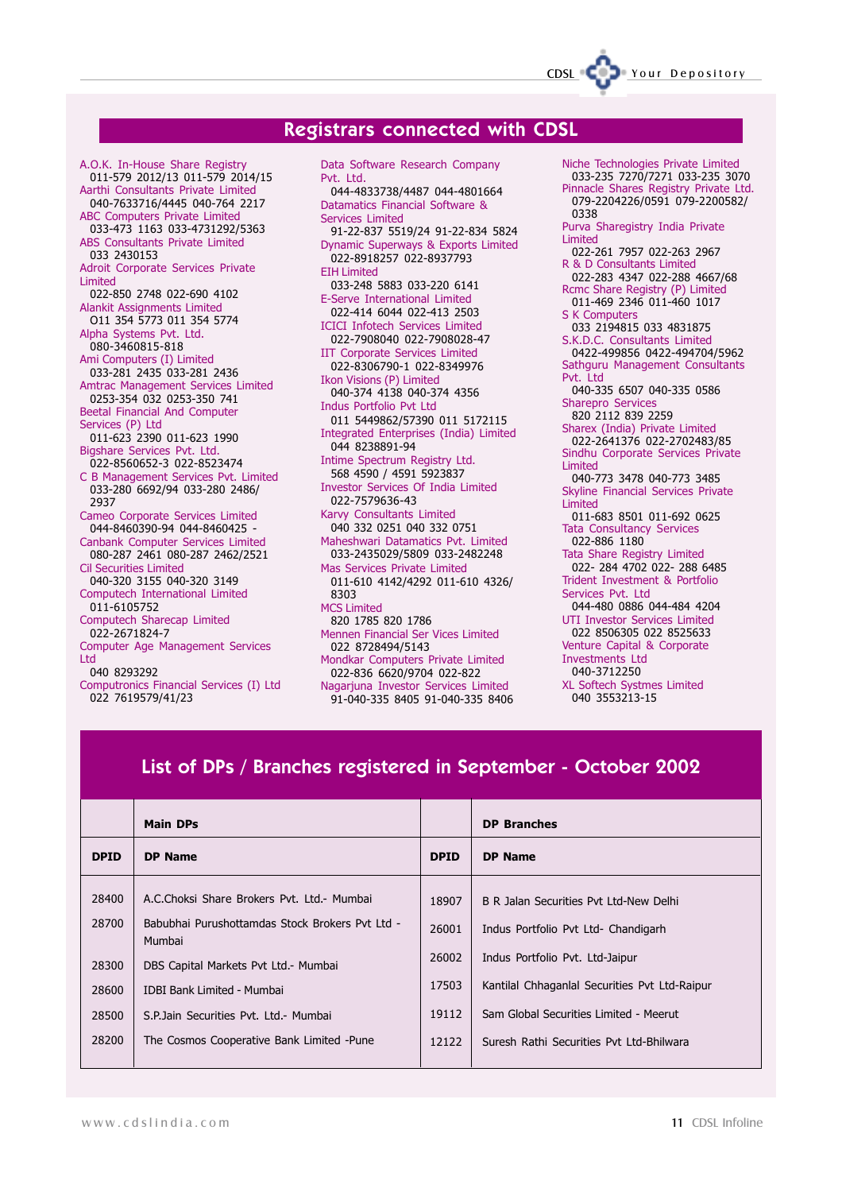# Registrars connected with CDSL

A.O.K. In-House Share Registry
011-579 2012/13 011-579 2014/15

Aarthi Consultants Private Limited
040-7633716/4445 040-764 2217

ABC Computers Private Limited
033-473 1163 033-4731292/5363

ABS Consultants Private Limited
033 2430153

Adroit Corporate Services Private Limited
022-850 2748 022-690 4102

Alankit Assignments Limited
O11 354 5773 011 354 5774

Alpha Systems Pvt. Ltd.
080-3460815-818

Ami Computers (I) Limited
033-281 2435 033-281 2436

Amtrac Management Services Limited
0253-354 032 0253-350 741

Beetal Financial And Computer Services (P) Ltd
011-623 2390 011-623 1990

Bigshare Services Pvt. Ltd.
022-8560652-3 022-8523474

C B Management Services Pvt. Limited
033-280 6692/94 033-280 2486/2937

Cameo Corporate Services Limited
044-8460390-94 044-8460425 -

Canbank Computer Services Limited
080-287 2461 080-287 2462/2521

Cil Securities Limited
040-320 3155 040-320 3149

Computech International Limited
011-6105752

Computech Sharecap Limited
022-2671824-7

Computer Age Management Services Ltd
040 8293292

Computronics Financial Services (I) Ltd
022 7619579/41/23

Data Software Research Company Pvt. Ltd.
044-4833738/4487 044-4801664

Datamatics Financial Software & Services Limited
91-22-837 5519/24 91-22-834 5824

Dynamic Superways & Exports Limited
022-8918257 022-8937793

EIH Limited
033-248 5883 033-220 6141

E-Serve International Limited
022-414 6044 022-413 2503

ICICI Infotech Services Limited
022-7908040 022-7908028-47

IIT Corporate Services Limited
022-8306790-1 022-8349976

Ikon Visions (P) Limited
040-374 4138 040-374 4356

Indus Portfolio Pvt Ltd
011 5449862/57390 011 5172115

Integrated Enterprises (India) Limited
044 8238891-94

Intime Spectrum Registry Ltd.
568 4590 / 4591 5923837

Investor Services Of India Limited
022-7579636-43

Karvy Consultants Limited
040 332 0251 040 332 0751

Maheshwari Datamatics Pvt. Limited
033-2435029/5809 033-2482248

Mas Services Private Limited
011-610 4142/4292 011-610 4326/8303

MCS Limited
820 1785 820 1786

Mennen Financial Ser Vices Limited
022 8728494/5143

Mondkar Computers Private Limited
022-836 6620/9704 022-822

Nagarjuna Investor Services Limited
91-040-335 8405 91-040-335 8406

Niche Technologies Private Limited
033-235 7270/7271 033-235 3070

Pinnacle Shares Registry Private Ltd.
079-2204226/0591 079-2200582/0338

Purva Sharegistry India Private Limited
022-261 7957 022-263 2967

R & D Consultants Limited
022-283 4347 022-288 4667/68

Rcmc Share Registry (P) Limited
011-469 2346 011-460 1017

S K Computers
033 2194815 033 4831875

S.K.D.C. Consultants Limited
0422-499856 0422-494704/5962

Sathguru Management Consultants Pvt. Ltd
040-335 6507 040-335 0586

Sharepro Services
820 2112 839 2259

Sharex (India) Private Limited
022-2641376 022-2702483/85

Sindhu Corporate Services Private Limited
040-773 3478 040-773 3485

Skyline Financial Services Private Limited
011-683 8501 011-692 0625

Tata Consultancy Services
022-886 1180

Tata Share Registry Limited
022- 284 4702 022- 288 6485

Trident Investment & Portfolio Services Pvt. Ltd
044-480 0886 044-484 4204

UTI Investor Services Limited
022 8506305 022 8525633

Venture Capital & Corporate Investments Ltd
040-3712250

XL Softech Systmes Limited
040 3553213-15

# List of DPs / Branches registered in September - October 2002

| | Main DPs | | DP Branches |
|---|---|---|---|
| **DPID** | **DP Name** | **DPID** | **DP Name** |
| 28400 | A.C.Choksi Share Brokers Pvt. Ltd.- Mumbai | 18907 | B R Jalan Securities Pvt Ltd-New Delhi |
| 28700 | Babubhai Purushottamdas Stock Brokers Pvt Ltd - Mumbai | 26001 | Indus Portfolio Pvt Ltd- Chandigarh |
| 28300 | DBS Capital Markets Pvt Ltd.- Mumbai | 26002 | Indus Portfolio Pvt. Ltd-Jaipur |
| 28600 | IDBI Bank Limited - Mumbai | 17503 | Kantilal Chhaganlal Securities Pvt Ltd-Raipur |
| 28500 | S.P.Jain Securities Pvt. Ltd.- Mumbai | 19112 | Sam Global Securities Limited - Meerut |
| 28200 | The Cosmos Cooperative Bank Limited -Pune | 12122 | Suresh Rathi Securities Pvt Ltd-Bhilwara |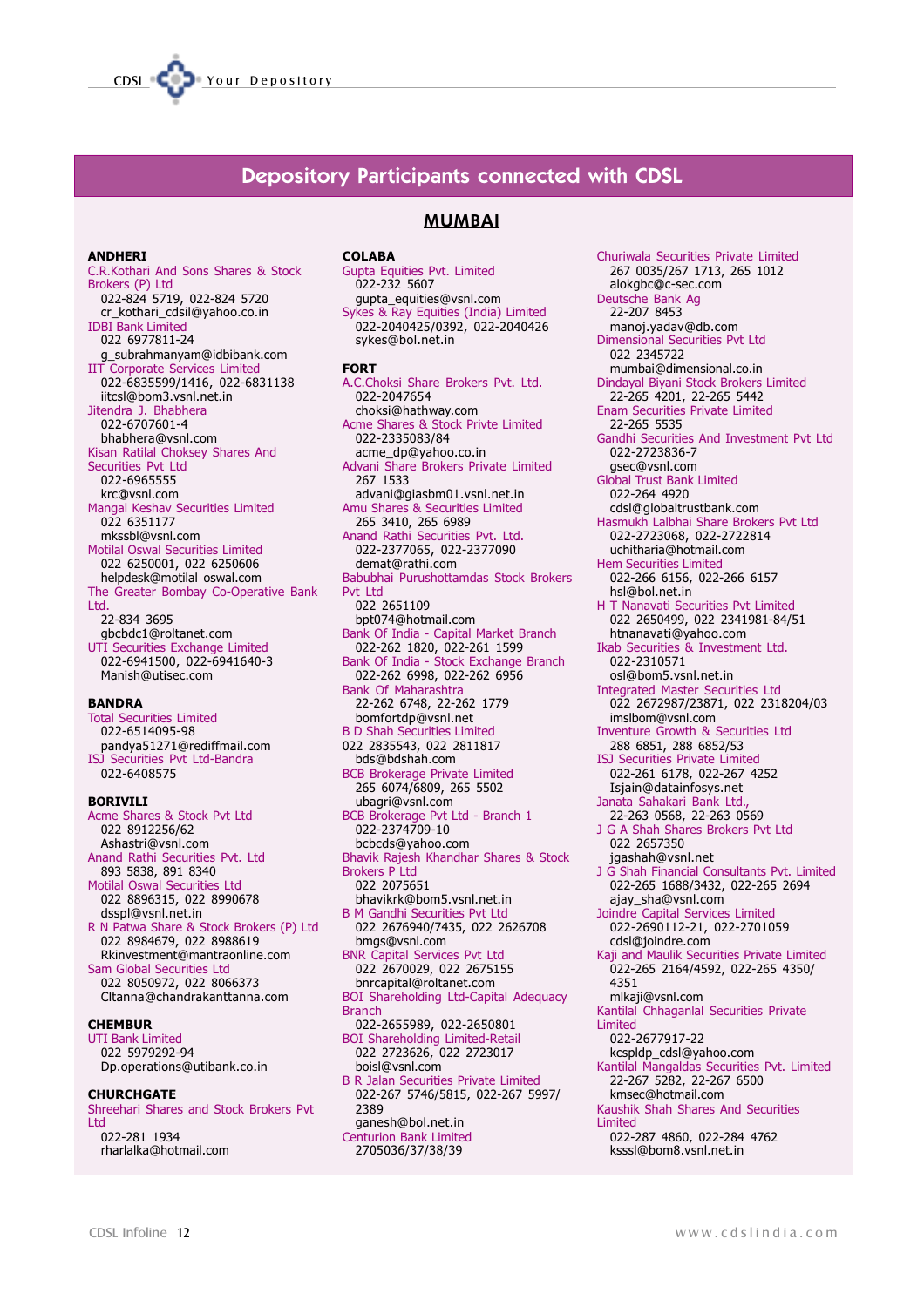# Depository Participants connected with CDSL

## MUMBAI

**ANDHERI**

C.R.Kothari And Sons Shares & Stock Brokers (P) Ltd
022-824 5719, 022-824 5720
cr_kothari_cdsil@yahoo.co.in

IDBI Bank Limited
022 6977811-24
g_subrahmanyam@idbibank.com

IIT Corporate Services Limited
022-6835599/1416, 022-6831138
iitcsl@bom3.vsnl.net.in

Jitendra J. Bhabhera
022-6707601-4
bhabhera@vsnl.com

Kisan Ratilal Choksey Shares And Securities Pvt Ltd
022-6965555
krc@vsnl.com

Mangal Keshav Securities Limited
022 6351177
mkssbl@vsnl.com

Motilal Oswal Securities Limited
022 6250001, 022 6250606
helpdesk@motilal oswal.com

The Greater Bombay Co-Operative Bank Ltd.
22-834 3695
gbcbdc1@roltanet.com

UTI Securities Exchange Limited
022-6941500, 022-6941640-3
Manish@utisec.com

**BANDRA**

Total Securities Limited
022-6514095-98
pandya51271@rediffmail.com

ISJ Securities Pvt Ltd-Bandra
022-6408575

**BORIVILI**

Acme Shares & Stock Pvt Ltd
022 8912256/62
Ashastri@vsnl.com

Anand Rathi Securities Pvt. Ltd
893 5838, 891 8340

Motilal Oswal Securities Ltd
022 8896315, 022 8990678
dsspl@vsnl.net.in

R N Patwa Share & Stock Brokers (P) Ltd
022 8984679, 022 8988619
Rkinvestment@mantraonline.com

Sam Global Securities Ltd
022 8050972, 022 8066373
Cltanna@chandrakanttanna.com

**CHEMBUR**

UTI Bank Limited
022 5979292-94
Dp.operations@utibank.co.in

**CHURCHGATE**

Shreehari Shares and Stock Brokers Pvt Ltd
022-281 1934
rharlalka@hotmail.com

**COLABA**

Gupta Equities Pvt. Limited
022-232 5607
gupta_equities@vsnl.com

Sykes & Ray Equities (India) Limited
022-2040425/0392, 022-2040426
sykes@bol.net.in

**FORT**

A.C.Choksi Share Brokers Pvt. Ltd.
022-2047654
choksi@hathway.com

Acme Shares & Stock Privte Limited
022-2335083/84
acme_dp@yahoo.co.in

Advani Share Brokers Private Limited
267 1533
advani@giasbm01.vsnl.net.in

Amu Shares & Securities Limited
265 3410, 265 6989

Anand Rathi Securities Pvt. Ltd.
022-2377065, 022-2377090
demat@rathi.com

Babubhai Purushottamdas Stock Brokers Pvt Ltd
022 2651109
bpt074@hotmail.com

Bank Of India - Capital Market Branch
022-262 1820, 022-261 1599

Bank Of India - Stock Exchange Branch
022-262 6998, 022-262 6956

Bank Of Maharashtra
22-262 6748, 22-262 1779
bomfortdp@vsnl.net

B D Shah Securities Limited
022 2835543, 022 2811817
bds@bdshah.com

BCB Brokerage Private Limited
265 6074/6809, 265 5502
ubagri@vsnl.com

BCB Brokerage Pvt Ltd - Branch 1
022-2374709-10
bcbcds@yahoo.com

Bhavik Rajesh Khandhar Shares & Stock Brokers P Ltd
022 2075651
bhavikrk@bom5.vsnl.net.in

B M Gandhi Securities Pvt Ltd
022 2676940/7435, 022 2626708
bmgs@vsnl.com

BNR Capital Services Pvt Ltd
022 2670029, 022 2675155
bnrcapital@roltanet.com

BOI Shareholding Ltd-Capital Adequacy Branch
022-2655989, 022-2650801

BOI Shareholding Limited-Retail
022 2723626, 022 2723017
boisl@vsnl.com

B R Jalan Securities Private Limited
022-267 5746/5815, 022-267 5997/2389
ganesh@bol.net.in

Centurion Bank Limited
2705036/37/38/39

Churiwala Securities Private Limited
267 0035/267 1713, 265 1012
alokgbc@c-sec.com

Deutsche Bank Ag
22-207 8453
manoj.yadav@db.com

Dimensional Securities Pvt Ltd
022 2345722
mumbai@dimensional.co.in

Dindayal Biyani Stock Brokers Limited
22-265 4201, 22-265 5442

Enam Securities Private Limited
22-265 5535

Gandhi Securities And Investment Pvt Ltd
022-2723836-7
gsec@vsnl.com

Global Trust Bank Limited
022-264 4920
cdsl@globaltrustbank.com

Hasmukh Lalbhai Share Brokers Pvt Ltd
022-2723068, 022-2722814
uchitharia@hotmail.com

Hem Securities Limited
022-266 6156, 022-266 6157
hsl@bol.net.in

H T Nanavati Securities Pvt Limited
022 2650499, 022 2341981-84/51
htnanavati@yahoo.com

Ikab Securities & Investment Ltd.
022-2310571
osl@bom5.vsnl.net.in

Integrated Master Securities Ltd
022 2672987/23871, 022 2318204/03
imslbom@vsnl.com

Inventure Growth & Securities Ltd
288 6851, 288 6852/53

ISJ Securities Private Limited
022-261 6178, 022-267 4252
Isjain@datainfosys.net

Janata Sahakari Bank Ltd.,
22-263 0568, 22-263 0569

J G A Shah Shares Brokers Pvt Ltd
022 2657350
jgashah@vsnl.net

J G Shah Financial Consultants Pvt. Limited
022-265 1688/3432, 022-265 2694
ajay_sha@vsnl.com

Joindre Capital Services Limited
022-2690112-21, 022-2701059
cdsl@joindre.com

Kaji and Maulik Securities Private Limited
022-265 2164/4592, 022-265 4350/4351
mlkaji@vsnl.com

Kantilal Chhaganlal Securities Private Limited
022-2677917-22
kcspldp_cdsl@yahoo.com

Kantilal Mangaldas Securities Pvt. Limited
22-267 5282, 22-267 6500
kmsec@hotmail.com

Kaushik Shah Shares And Securities Limited
022-287 4860, 022-284 4762
ksssl@bom8.vsnl.net.in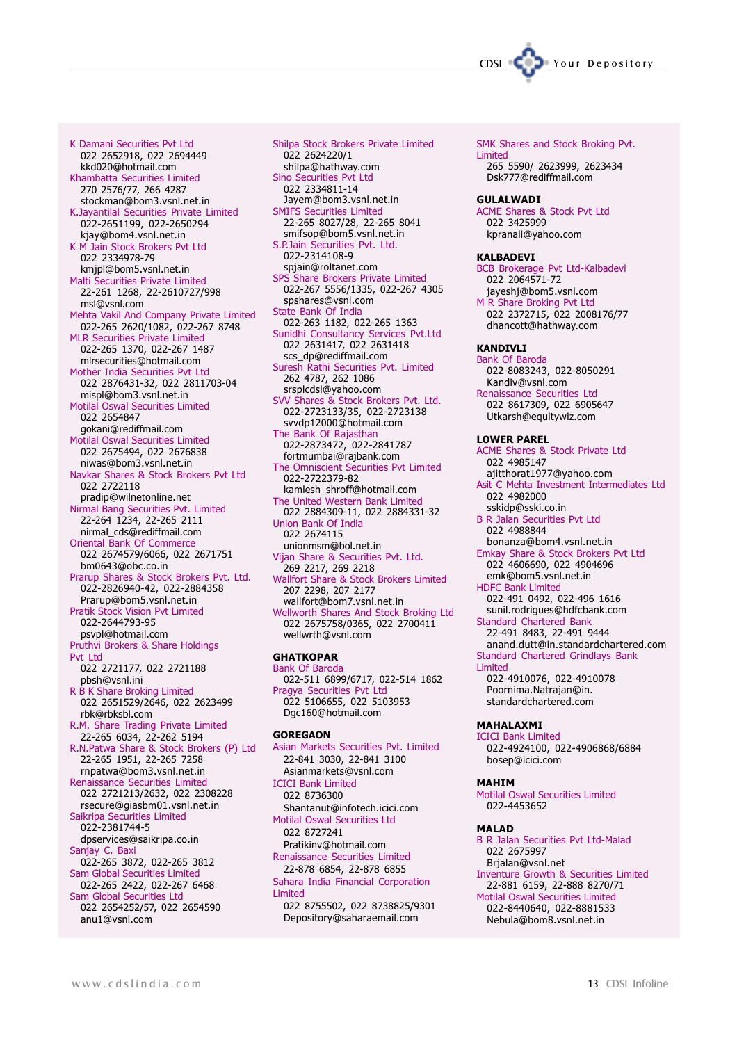K Damani Securities Pvt Ltd
022 2652918, 022 2694449
kkd020@hotmail.com

Khambatta Securities Limited
270 2576/77, 266 4287
stockman@bom3.vsnl.net.in

K.Jayantilal Securities Private Limited
022-2651199, 022-2650294
kjay@bom4.vsnl.net.in

K M Jain Stock Brokers Pvt Ltd
022 2334978-79
kmjpl@bom5.vsnl.net.in

Malti Securities Private Limited
22-261 1268, 22-2610727/998
msl@vsnl.com

Mehta Vakil And Company Private Limited
022-265 2620/1082, 022-267 8748

MLR Securities Private Limited
022-265 1370, 022-267 1487
mlrsecurities@hotmail.com

Mother India Securities Pvt Ltd
022 2876431-32, 022 2811703-04
mispl@bom3.vsnl.net.in

Motilal Oswal Securities Limited
022 2654847
gokani@rediffmail.com

Motilal Oswal Securities Limited
022 2675494, 022 2676838
niwas@bom3.vsnl.net.in

Navkar Shares & Stock Brokers Pvt Ltd
022 2722118
pradip@wilnetonline.net

Nirmal Bang Securities Pvt. Limited
22-264 1234, 22-265 2111
nirmal_cds@rediffmail.com

Oriental Bank Of Commerce
022 2674579/6066, 022 2671751
bm0643@obc.co.in

Prarup Shares & Stock Brokers Pvt. Ltd.
022-2826940-42, 022-2884358
Prarup@bom5.vsnl.net.in

Pratik Stock Vision Pvt Limited
022-2644793-95
psvpl@hotmail.com

Pruthvi Brokers & Share Holdings Pvt Ltd
022 2721177, 022 2721188
pbsh@vsnl.ini

R B K Share Broking Limited
022 2651529/2646, 022 2623499
rbk@rbksbl.com

R.M. Share Trading Private Limited
22-265 6034, 22-262 5194

R.N.Patwa Share & Stock Brokers (P) Ltd
22-265 1951, 22-265 7258
rnpatwa@bom3.vsnl.net.in

Renaissance Securities Limited
022 2721213/2632, 022 2308228
rsecure@giasbm01.vsnl.net.in

Saikripa Securities Limited
022-2381744-5
dpservices@saikripa.co.in

Sanjay C. Baxi
022-265 3872, 022-265 3812

Sam Global Securities Limited
022-265 2422, 022-267 6468

Sam Global Securities Ltd
022 2654252/57, 022 2654590
anu1@vsnl.com

Shilpa Stock Brokers Private Limited
022 2624220/1
shilpa@hathway.com

Sino Securities Pvt Ltd
022 2334811-14
Jayem@bom3.vsnl.net.in

SMIFS Securities Limited
22-265 8027/28, 22-265 8041
smifsop@bom5.vsnl.net.in

S.P.Jain Securities Pvt. Ltd.
022-2314108-9
spjain@roltanet.com

SPS Share Brokers Private Limited
022-267 5556/1335, 022-267 4305
spshares@vsnl.com

State Bank Of India
022-263 1182, 022-265 1363

Sunidhi Consultancy Services Pvt.Ltd
022 2631417, 022 2631418
scs_dp@rediffmail.com

Suresh Rathi Securities Pvt. Limited
262 4787, 262 1086
srsplcdsl@yahoo.com

SVV Shares & Stock Brokers Pvt. Ltd.
022-2723133/35, 022-2723138
svvdp12000@hotmail.com

The Bank Of Rajasthan
022-2873472, 022-2841787
fortmumbai@rajbank.com

The Omniscient Securities Pvt Limited
022-2722379-82
kamlesh_shroff@hotmail.com

The United Western Bank Limited
022 2884309-11, 022 2884331-32

Union Bank Of India
022 2674115
unionmsm@bol.net.in

Vijan Share & Securities Pvt. Ltd.
269 2217, 269 2218

Wallfort Share & Stock Brokers Limited
207 2298, 207 2177
wallfort@bom7.vsnl.net.in

Wellworth Shares And Stock Broking Ltd
022 2675758/0365, 022 2700411
wellwrth@vsnl.com

**GHATKOPAR**

Bank Of Baroda
022-511 6899/6717, 022-514 1862

Pragya Securities Pvt Ltd
022 5106655, 022 5103953
Dgc160@hotmail.com

**GOREGAON**

Asian Markets Securities Pvt. Limited
22-841 3030, 22-841 3100
Asianmarkets@vsnl.com

ICICI Bank Limited
022 8736300
Shantanut@infotech.icici.com

Motilal Oswal Securities Ltd
022 8727241
Pratikinv@hotmail.com

Renaissance Securities Limited
22-878 6854, 22-878 6855

Sahara India Financial Corporation Limited
022 8755502, 022 8738825/9301
Depository@saharaemail.com

SMK Shares and Stock Broking Pvt. Limited
265 5590/ 2623999, 2623434
Dsk777@rediffmail.com

**GULALWADI**

ACME Shares & Stock Pvt Ltd
022 3425999
kpranali@yahoo.com

**KALBADEVI**

BCB Brokerage Pvt Ltd-Kalbadevi
022 2064571-72
jayeshj@bom5.vsnl.com

M R Share Broking Pvt Ltd
022 2372715, 022 2008176/77
dhancott@hathway.com

**KANDIVLI**

Bank Of Baroda
022-8083243, 022-8050291
Kandiv@vsnl.com

Renaissance Securities Ltd
022 8617309, 022 6905647
Utkarsh@equitywiz.com

**LOWER PAREL**

ACME Shares & Stock Private Ltd
022 4985147
ajitthorat1977@yahoo.com

Asit C Mehta Investment Intermediates Ltd
022 4982000
sskidp@sski.co.in

B R Jalan Securities Pvt Ltd
022 4988844
bonanza@bom4.vsnl.net.in

Emkay Share & Stock Brokers Pvt Ltd
022 4606690, 022 4904696
emk@bom5.vsnl.net.in

HDFC Bank Limited
022-491 0492, 022-496 1616
sunil.rodrigues@hdfcbank.com

Standard Chartered Bank
22-491 8483, 22-491 9444
anand.dutt@in.standardchartered.com

Standard Chartered Grindlays Bank Limited
022-4910076, 022-4910078
Poornima.Natrajan@in.standardchartered.com

**MAHALAXMI**

ICICI Bank Limited
022-4924100, 022-4906868/6884
bosep@icici.com

**MAHIM**

Motilal Oswal Securities Limited
022-4453652

**MALAD**

B R Jalan Securities Pvt Ltd-Malad
022 2675997
Brjalan@vsnl.net

Inventure Growth & Securities Limited
22-881 6159, 22-888 8270/71

Motilal Oswal Securities Limited
022-8440640, 022-8881533
Nebula@bom8.vsnl.net.in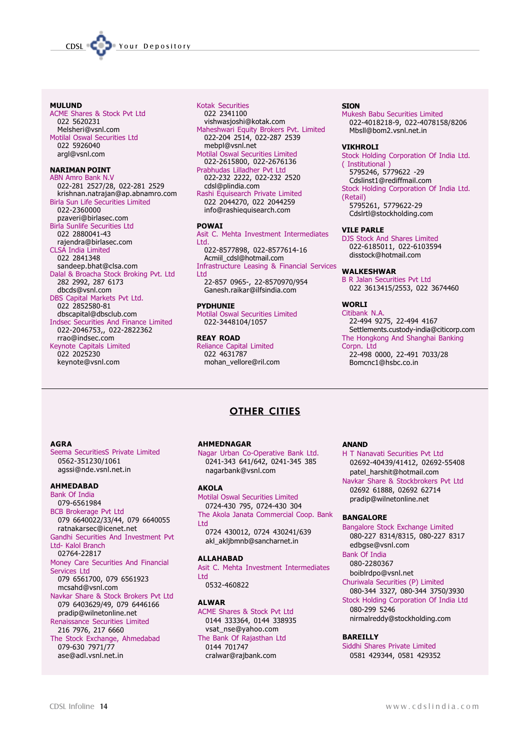**MULUND**

ACME Shares & Stock Pvt Ltd
022 5620231
Melsheri@vsnl.com

Motilal Oswal Securities Ltd
022 5926040
argl@vsnl.com

**NARIMAN POINT**

ABN Amro Bank N.V
022-281 2527/28, 022-281 2529
krishnan.natrajan@ap.abnamro.com

Birla Sun Life Securities Limited
022-2360000
pzaveri@birlasec.com

Birla Sunlife Securities Ltd
022 2880041-43
rajendra@birlasec.com

CLSA India Limited
022 2841348
sandeep.bhat@clsa.com

Dalal & Broacha Stock Broking Pvt. Ltd
282 2992, 287 6173
dbcds@vsnl.com

DBS Capital Markets Pvt Ltd.
022 2852580-81
dbscapital@dbsclub.com

Indsec Securities And Finance Limited
022-2046753,, 022-2822362
rrao@indsec.com

Keynote Capitals Limited
022 2025230
keynote@vsnl.com

Kotak Securities
022 2341100
vishwasjoshi@kotak.com

Maheshwari Equity Brokers Pvt. Limited
022-204 2514, 022-287 2539
mebpl@vsnl.net

Motilal Oswal Securities Limited
022-2615800, 022-2676136

Prabhudas Lilladher Pvt Ltd
022-232 2222, 022-232 2520
cdsl@plindia.com

Rashi Equisearch Private Limited
022 2044270, 022 2044259
info@rashiequisearch.com

**POWAI**

Asit C. Mehta Investment Intermediates Ltd.
022-8577898, 022-8577614-16
Acmiil_cdsl@hotmail.com

Infrastructure Leasing & Financial Services Ltd
22-857 0965-, 22-8570970/954
Ganesh.raikar@ilfsindia.com

**PYDHUNIE**

Motilal Oswal Securities Limited
022-3448104/1057

**REAY ROAD**

Reliance Capital Limited
022 4631787
mohan_vellore@ril.com

**SION**

Mukesh Babu Securities Limited
022-4018218-9, 022-4078158/8206
Mbsll@bom2.vsnl.net.in

**VIKHROLI**

Stock Holding Corporation Of India Ltd. ( Institutional )
5795246, 5779622 -29
Cdslinst1@rediffmail.com

Stock Holding Corporation Of India Ltd. (Retail)
5795261, 5779622-29
Cdslrtl@stockholding.com

**VILE PARLE**

DJS Stock And Shares Limited
022-6185011, 022-6103594
disstock@hotmail.com

**WALKESHWAR**

B R Jalan Securities Pvt Ltd
022 3613415/2553, 022 3674460

**WORLI**

Citibank N.A.
22-494 9275, 22-494 4167
Settlements.custody-india@citicorp.com

The Hongkong And Shanghai Banking Corpn. Ltd
22-498 0000, 22-491 7033/28
Bomcnc1@hsbc.co.in

## OTHER CITIES

**AGRA**

Seema SecuritieS Private Limited
0562-351230/1061
agssi@nde.vsnl.net.in

**AHMEDABAD**

Bank Of India
079-6561984

BCB Brokerage Pvt Ltd
079 6640022/33/44, 079 6640055
ratnakarsec@icenet.net

Gandhi Securities And Investment Pvt Ltd- Kalol Branch
02764-22817

Money Care Securities And Financial Services Ltd
079 6561700, 079 6561923
mcsahd@vsnl.com

Navkar Share & Stock Brokers Pvt Ltd
079 6403629/49, 079 6446166
pradip@wilnetonline.net

Renaissance Securities Limited
216 7976, 217 6660

The Stock Exchange, Ahmedabad
079-630 7971/77
ase@adl.vsnl.net.in

**AHMEDNAGAR**

Nagar Urban Co-Operative Bank Ltd.
0241-343 641/642, 0241-345 385
nagarbank@vsnl.com

**AKOLA**

Motilal Oswal Securities Limited
0724-430 795, 0724-430 304

The Akola Janata Commercial Coop. Bank Ltd
0724 430012, 0724 430241/639
akl_akljbmnb@sancharnet.in

**ALLAHABAD**

Asit C. Mehta Investment Intermediates Ltd
0532-460822

**ALWAR**

ACME Shares & Stock Pvt Ltd
0144 333364, 0144 338935
vsat_nse@yahoo.com

The Bank Of Rajasthan Ltd
0144 701747
cralwar@rajbank.com

**ANAND**

H T Nanavati Securities Pvt Ltd
02692-40439/41412, 02692-55408
patel_harshit@hotmail.com

Navkar Share & Stockbrokers Pvt Ltd
02692 61888, 02692 62714
pradip@wilnetonline.net

**BANGALORE**

Bangalore Stock Exchange Limited
080-227 8314/8315, 080-227 8317
edbgse@vsnl.com

Bank Of India
080-2280367
boiblrdpo@vsnl.net

Churiwala Securities (P) Limited
080-344 3327, 080-344 3750/3930

Stock Holding Corporation Of India Ltd
080-299 5246
nirmalreddy@stockholding.com

**BAREILLY**

Siddhi Shares Private Limited
0581 429344, 0581 429352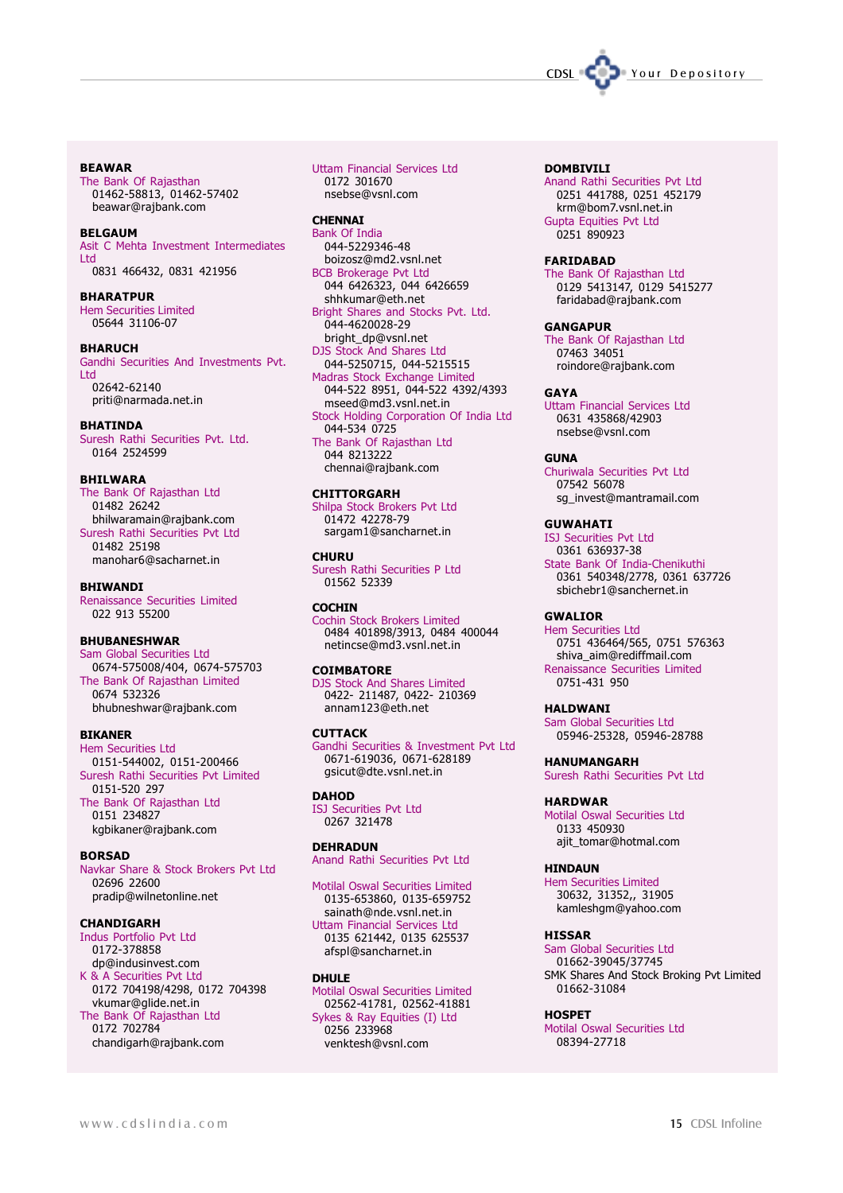**BEAWAR**
The Bank Of Rajasthan
01462-58813, 01462-57402
beawar@rajbank.com

**BELGAUM**
Asit C Mehta Investment Intermediates Ltd
0831 466432, 0831 421956

**BHARATPUR**
Hem Securities Limited
05644 31106-07

**BHARUCH**
Gandhi Securities And Investments Pvt. Ltd
02642-62140
priti@narmada.net.in

**BHATINDA**
Suresh Rathi Securities Pvt. Ltd.
0164 2524599

**BHILWARA**
The Bank Of Rajasthan Ltd
01482 26242
bhilwaramain@rajbank.com
Suresh Rathi Securities Pvt Ltd
01482 25198
manohar6@sacharnet.in

**BHIWANDI**
Renaissance Securities Limited
022 913 55200

**BHUBANESHWAR**
Sam Global Securities Ltd
0674-575008/404, 0674-575703
The Bank Of Rajasthan Limited
0674 532326
bhubneshwar@rajbank.com

**BIKANER**
Hem Securities Ltd
0151-544002, 0151-200466
Suresh Rathi Securities Pvt Limited
0151-520 297
The Bank Of Rajasthan Ltd
0151 234827
kgbikaner@rajbank.com

**BORSAD**
Navkar Share & Stock Brokers Pvt Ltd
02696 22600
pradip@wilnetonline.net

**CHANDIGARH**
Indus Portfolio Pvt Ltd
0172-378858
dp@indusinvest.com
K & A Securities Pvt Ltd
0172 704198/4298, 0172 704398
vkumar@glide.net.in
The Bank Of Rajasthan Ltd
0172 702784
chandigarh@rajbank.com

Uttam Financial Services Ltd
0172 301670
nsebse@vsnl.com

**CHENNAI**
Bank Of India
044-5229346-48
boizosz@md2.vsnl.net
BCB Brokerage Pvt Ltd
044 6426323, 044 6426659
shhkumar@eth.net
Bright Shares and Stocks Pvt. Ltd.
044-4620028-29
bright_dp@vsnl.net
DJS Stock And Shares Ltd
044-5250715, 044-5215515
Madras Stock Exchange Limited
044-522 8951, 044-522 4392/4393
mseed@md3.vsnl.net.in
Stock Holding Corporation Of India Ltd
044-534 0725
The Bank Of Rajasthan Ltd
044 8213222
chennai@rajbank.com

**CHITTORGARH**
Shilpa Stock Brokers Pvt Ltd
01472 42278-79
sargam1@sancharnet.in

**CHURU**
Suresh Rathi Securities P Ltd
01562 52339

**COCHIN**
Cochin Stock Brokers Limited
0484 401898/3913, 0484 400044
netincse@md3.vsnl.net.in

**COIMBATORE**
DJS Stock And Shares Limited
0422- 211487, 0422- 210369
annam123@eth.net

**CUTTACK**
Gandhi Securities & Investment Pvt Ltd
0671-619036, 0671-628189
gsicut@dte.vsnl.net.in

**DAHOD**
ISJ Securities Pvt Ltd
0267 321478

**DEHRADUN**
Anand Rathi Securities Pvt Ltd

Motilal Oswal Securities Limited
0135-653860, 0135-659752
sainath@nde.vsnl.net.in
Uttam Financial Services Ltd
0135 621442, 0135 625537
afspl@sancharnet.in

**DHULE**
Motilal Oswal Securities Limited
02562-41781, 02562-41881
Sykes & Ray Equities (I) Ltd
0256 233968
venktesh@vsnl.com

**DOMBIVILI**
Anand Rathi Securities Pvt Ltd
0251 441788, 0251 452179
krm@bom7.vsnl.net.in
Gupta Equities Pvt Ltd
0251 890923

**FARIDABAD**
The Bank Of Rajasthan Ltd
0129 5413147, 0129 5415277
faridabad@rajbank.com

**GANGAPUR**
The Bank Of Rajasthan Ltd
07463 34051
roindore@rajbank.com

**GAYA**
Uttam Financial Services Ltd
0631 435868/42903
nsebse@vsnl.com

**GUNA**
Churiwala Securities Pvt Ltd
07542 56078
sg_invest@mantramail.com

**GUWAHATI**
ISJ Securities Pvt Ltd
0361 636937-38
State Bank Of India-Chenikuthi
0361 540348/2778, 0361 637726
sbichebr1@sanchernet.in

**GWALIOR**
Hem Securities Ltd
0751 436464/565, 0751 576363
shiva_aim@rediffmail.com
Renaissance Securities Limited
0751-431 950

**HALDWANI**
Sam Global Securities Ltd
05946-25328, 05946-28788

**HANUMANGARH**
Suresh Rathi Securities Pvt Ltd

**HARDWAR**
Motilal Oswal Securities Ltd
0133 450930
ajit_tomar@hotmal.com

**HINDAUN**
Hem Securities Limited
30632, 31352,, 31905
kamleshgm@yahoo.com

**HISSAR**
Sam Global Securities Ltd
01662-39045/37745
SMK Shares And Stock Broking Pvt Limited
01662-31084

**HOSPET**
Motilal Oswal Securities Ltd
08394-27718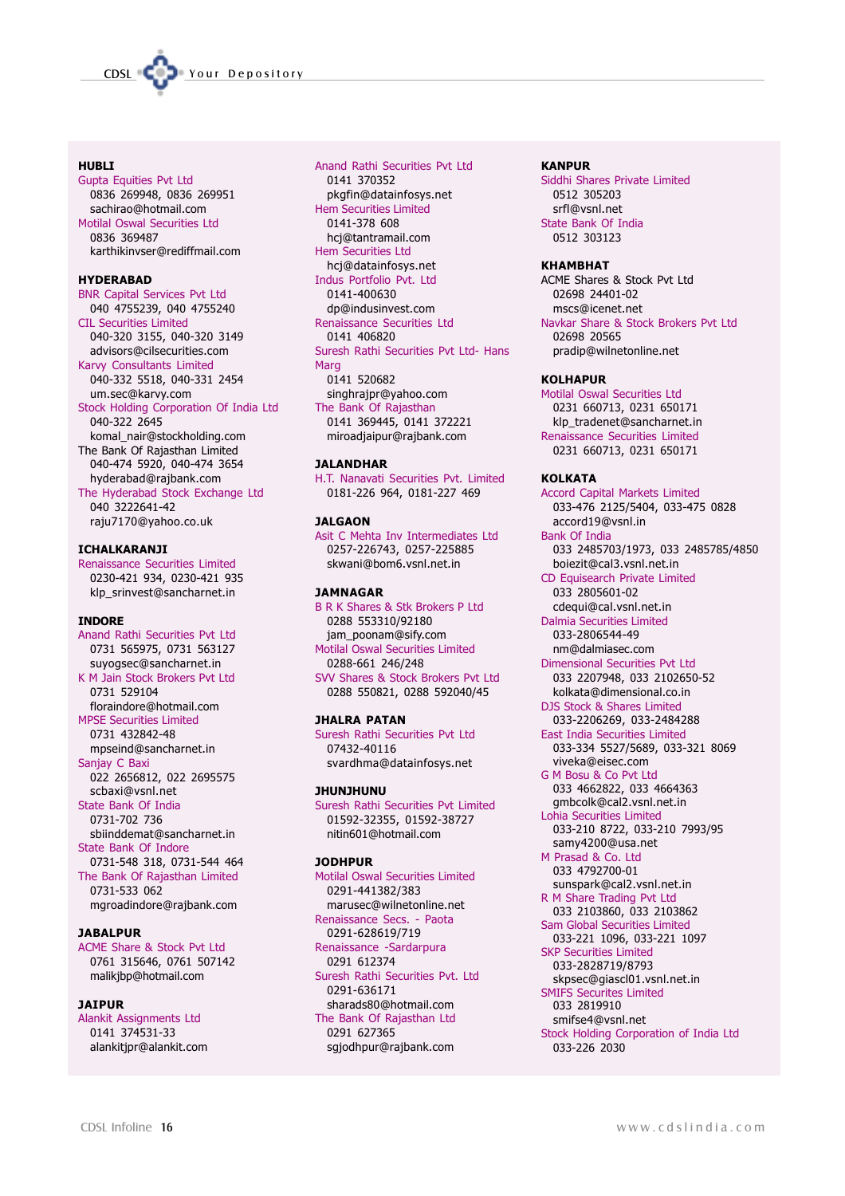**HUBLI**

Gupta Equities Pvt Ltd
0836 269948, 0836 269951
sachirao@hotmail.com

Motilal Oswal Securities Ltd
0836 369487
karthikinvser@rediffmail.com

**HYDERABAD**

BNR Capital Services Pvt Ltd
040 4755239, 040 4755240

CIL Securities Limited
040-320 3155, 040-320 3149
advisors@cilsecurities.com

Karvy Consultants Limited
040-332 5518, 040-331 2454
um.sec@karvy.com

Stock Holding Corporation Of India Ltd
040-322 2645
komal_nair@stockholding.com

The Bank Of Rajasthan Limited
040-474 5920, 040-474 3654
hyderabad@rajbank.com

The Hyderabad Stock Exchange Ltd
040 3222641-42
raju7170@yahoo.co.uk

**ICHALKARANJI**

Renaissance Securities Limited
0230-421 934, 0230-421 935
klp_srinvest@sancharnet.in

**INDORE**

Anand Rathi Securities Pvt Ltd
0731 565975, 0731 563127
suyogsec@sancharnet.in

K M Jain Stock Brokers Pvt Ltd
0731 529104
floraindore@hotmail.com

MPSE Securities Limited
0731 432842-48
mpseind@sancharnet.in

Sanjay C Baxi
022 2656812, 022 2695575
scbaxi@vsnl.net

State Bank Of India
0731-702 736
sbiinddemat@sancharnet.in

State Bank Of Indore
0731-548 318, 0731-544 464

The Bank Of Rajasthan Limited
0731-533 062
mgroadindore@rajbank.com

**JABALPUR**

ACME Share & Stock Pvt Ltd
0761 315646, 0761 507142
malikjbp@hotmail.com

**JAIPUR**

Alankit Assignments Ltd
0141 374531-33
alankitjpr@alankit.com

Anand Rathi Securities Pvt Ltd
0141 370352
pkgfin@datainfosys.net

Hem Securities Limited
0141-378 608
hcj@tantramail.com

Hem Securities Ltd
hcj@datainfosys.net

Indus Portfolio Pvt. Ltd
0141-400630
dp@indusinvest.com

Renaissance Securities Ltd
0141 406820

Suresh Rathi Securities Pvt Ltd- Hans Marg
0141 520682
singhrajpr@yahoo.com

The Bank Of Rajasthan
0141 369445, 0141 372221
miroadjaipur@rajbank.com

**JALANDHAR**

H.T. Nanavati Securities Pvt. Limited
0181-226 964, 0181-227 469

**JALGAON**

Asit C Mehta Inv Intermediates Ltd
0257-226743, 0257-225885
skwani@bom6.vsnl.net.in

**JAMNAGAR**

B R K Shares & Stk Brokers P Ltd
0288 553310/92180
jam_poonam@sify.com

Motilal Oswal Securities Limited
0288-661 246/248

SVV Shares & Stock Brokers Pvt Ltd
0288 550821, 0288 592040/45

**JHALRA PATAN**

Suresh Rathi Securities Pvt Ltd
07432-40116
svardhma@datainfosys.net

**JHUNJHUNU**

Suresh Rathi Securities Pvt Limited
01592-32355, 01592-38727
nitin601@hotmail.com

**JODHPUR**

Motilal Oswal Securities Limited
0291-441382/383
marusec@wilnetonline.net

Renaissance Secs. - Paota
0291-628619/719

Renaissance -Sardarpura
0291 612374

Suresh Rathi Securities Pvt. Ltd
0291-636171
sharads80@hotmail.com

The Bank Of Rajasthan Ltd
0291 627365
sgjodhpur@rajbank.com

**KANPUR**

Siddhi Shares Private Limited
0512 305203
srfl@vsnl.net

State Bank Of India
0512 303123

**KHAMBHAT**

ACME Shares & Stock Pvt Ltd
02698 24401-02
mscs@icenet.net

Navkar Share & Stock Brokers Pvt Ltd
02698 20565
pradip@wilnetonline.net

**KOLHAPUR**

Motilal Oswal Securities Ltd
0231 660713, 0231 650171
klp_tradenet@sancharnet.in

Renaissance Securities Limited
0231 660713, 0231 650171

**KOLKATA**

Accord Capital Markets Limited
033-476 2125/5404, 033-475 0828
accord19@vsnl.in

Bank Of India
033 2485703/1973, 033 2485785/4850
boiezit@cal3.vsnl.net.in

CD Equisearch Private Limited
033 2805601-02
cdequi@cal.vsnl.net.in

Dalmia Securities Limited
033-2806544-49
nm@dalmiasec.com

Dimensional Securities Pvt Ltd
033 2207948, 033 2102650-52
kolkata@dimensional.co.in

DJS Stock & Shares Limited
033-2206269, 033-2484288

East India Securities Limited
033-334 5527/5689, 033-321 8069
viveka@eisec.com

G M Bosu & Co Pvt Ltd
033 4662822, 033 4664363
gmbcolk@cal2.vsnl.net.in

Lohia Securities Limited
033-210 8722, 033-210 7993/95
samy4200@usa.net

M Prasad & Co. Ltd
033 4792700-01
sunspark@cal2.vsnl.net.in

R M Share Trading Pvt Ltd
033 2103860, 033 2103862

Sam Global Securities Limited
033-221 1096, 033-221 1097

SKP Securities Limited
033-2828719/8793
skpsec@giascl01.vsnl.net.in

SMIFS Securites Limited
033 2819910
smifse4@vsnl.net

Stock Holding Corporation of India Ltd
033-226 2030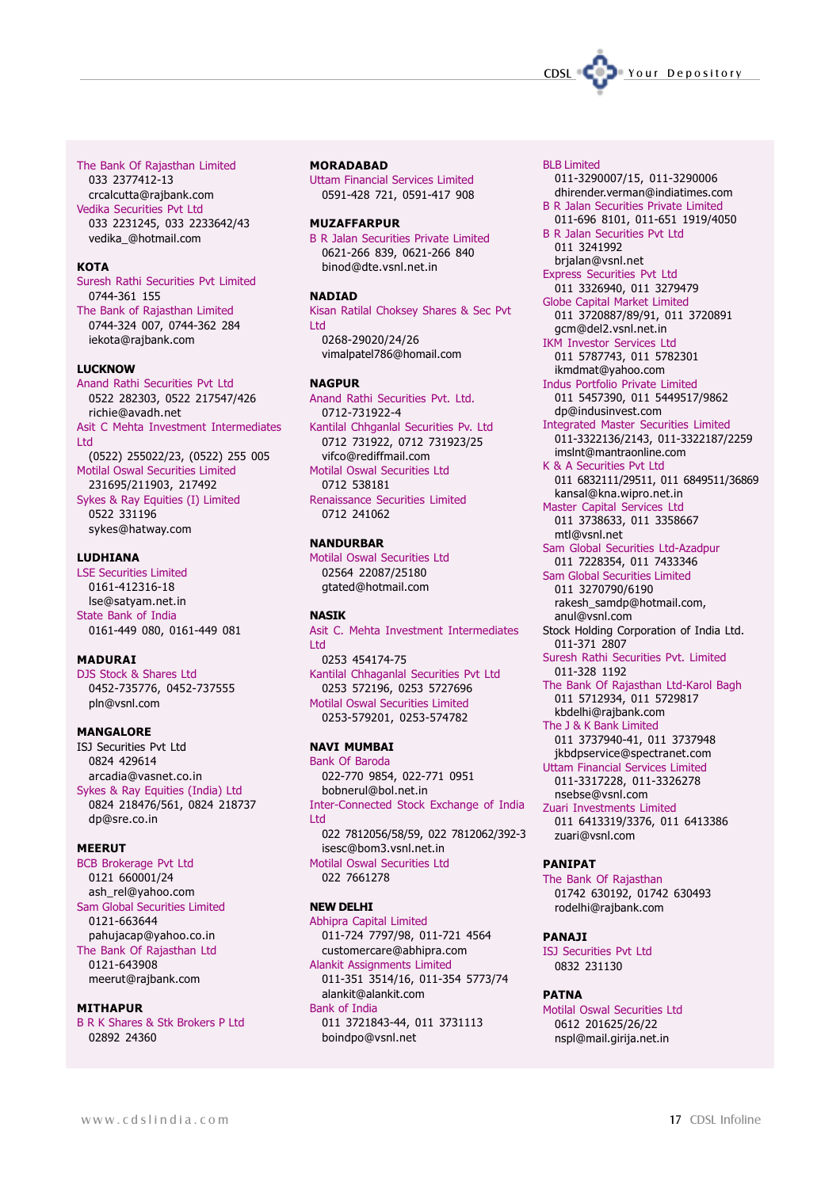The Bank Of Rajasthan Limited
033 2377412-13
crcalcutta@rajbank.com

Vedika Securities Pvt Ltd
033 2231245, 033 2233642/43
vedika_@hotmail.com

**KOTA**

Suresh Rathi Securities Pvt Limited
0744-361 155

The Bank of Rajasthan Limited
0744-324 007, 0744-362 284
iekota@rajbank.com

**LUCKNOW**

Anand Rathi Securities Pvt Ltd
0522 282303, 0522 217547/426
richie@avadh.net

Asit C Mehta Investment Intermediates Ltd
(0522) 255022/23, (0522) 255 005

Motilal Oswal Securities Limited
231695/211903, 217492

Sykes & Ray Equities (I) Limited
0522 331196
sykes@hatway.com

**LUDHIANA**

LSE Securities Limited
0161-412316-18
lse@satyam.net.in

State Bank of India
0161-449 080, 0161-449 081

**MADURAI**

DJS Stock & Shares Ltd
0452-735776, 0452-737555
pln@vsnl.com

**MANGALORE**

ISJ Securities Pvt Ltd
0824 429614
arcadia@vasnet.co.in

Sykes & Ray Equities (India) Ltd
0824 218476/561, 0824 218737
dp@sre.co.in

**MEERUT**

BCB Brokerage Pvt Ltd
0121 660001/24
ash_rel@yahoo.com

Sam Global Securities Limited
0121-663644
pahujacap@yahoo.co.in

The Bank Of Rajasthan Ltd
0121-643908
meerut@rajbank.com

**MITHAPUR**

B R K Shares & Stk Brokers P Ltd
02892 24360

**MORADABAD**

Uttam Financial Services Limited
0591-428 721, 0591-417 908

**MUZAFFARPUR**

B R Jalan Securities Private Limited
0621-266 839, 0621-266 840
binod@dte.vsnl.net.in

**NADIAD**

Kisan Ratilal Choksey Shares & Sec Pvt Ltd
0268-29020/24/26
vimalpatel786@homail.com

**NAGPUR**

Anand Rathi Securities Pvt. Ltd.
0712-731922-4

Kantilal Chhganlal Securities Pv. Ltd
0712 731922, 0712 731923/25
vifco@rediffmail.com

Motilal Oswal Securities Ltd
0712 538181

Renaissance Securities Limited
0712 241062

**NANDURBAR**

Motilal Oswal Securities Ltd
02564 22087/25180
gtated@hotmail.com

**NASIK**

Asit C. Mehta Investment Intermediates Ltd
0253 454174-75

Kantilal Chhaganlal Securities Pvt Ltd
0253 572196, 0253 5727696

Motilal Oswal Securities Limited
0253-579201, 0253-574782

**NAVI MUMBAI**

Bank Of Baroda
022-770 9854, 022-771 0951
bobnerul@bol.net.in

Inter-Connected Stock Exchange of India Ltd
022 7812056/58/59, 022 7812062/392-3
isesc@bom3.vsnl.net.in

Motilal Oswal Securities Ltd
022 7661278

**NEW DELHI**

Abhipra Capital Limited
011-724 7797/98, 011-721 4564
customercare@abhipra.com

Alankit Assignments Limited
011-351 3514/16, 011-354 5773/74
alankit@alankit.com

Bank of India
011 3721843-44, 011 3731113
boindpo@vsnl.net

BLB Limited
011-3290007/15, 011-3290006
dhirender.verman@indiatimes.com

B R Jalan Securities Private Limited
011-696 8101, 011-651 1919/4050

B R Jalan Securities Pvt Ltd
011 3241992
brjalan@vsnl.net

Express Securities Pvt Ltd
011 3326940, 011 3279479

Globe Capital Market Limited
011 3720887/89/91, 011 3720891
gcm@del2.vsnl.net.in

IKM Investor Services Ltd
011 5787743, 011 5782301
ikmdmat@yahoo.com

Indus Portfolio Private Limited
011 5457390, 011 5449517/9862
dp@indusinvest.com

Integrated Master Securities Limited
011-3322136/2143, 011-3322187/2259
imslnt@mantraonline.com

K & A Securities Pvt Ltd
011 6832111/29511, 011 6849511/36869
kansal@kna.wipro.net.in

Master Capital Services Ltd
011 3738633, 011 3358667
mtl@vsnl.net

Sam Global Securities Ltd-Azadpur
011 7228354, 011 7433346

Sam Global Securities Limited
011 3270790/6190
rakesh_samdp@hotmail.com,
anul@vsnl.com

Stock Holding Corporation of India Ltd.
011-371 2807

Suresh Rathi Securities Pvt. Limited
011-328 1192

The Bank Of Rajasthan Ltd-Karol Bagh
011 5712934, 011 5729817
kbdelhi@rajbank.com

The J & K Bank Limited
011 3737940-41, 011 3737948
jkbdpservice@spectranet.com

Uttam Financial Services Limited
011-3317228, 011-3326278
nsebse@vsnl.com

Zuari Investments Limited
011 6413319/3376, 011 6413386
zuari@vsnl.com

**PANIPAT**

The Bank Of Rajasthan
01742 630192, 01742 630493
rodelhi@rajbank.com

**PANAJI**

ISJ Securities Pvt Ltd
0832 231130

**PATNA**

Motilal Oswal Securities Ltd
0612 201625/26/22
nspl@mail.girija.net.in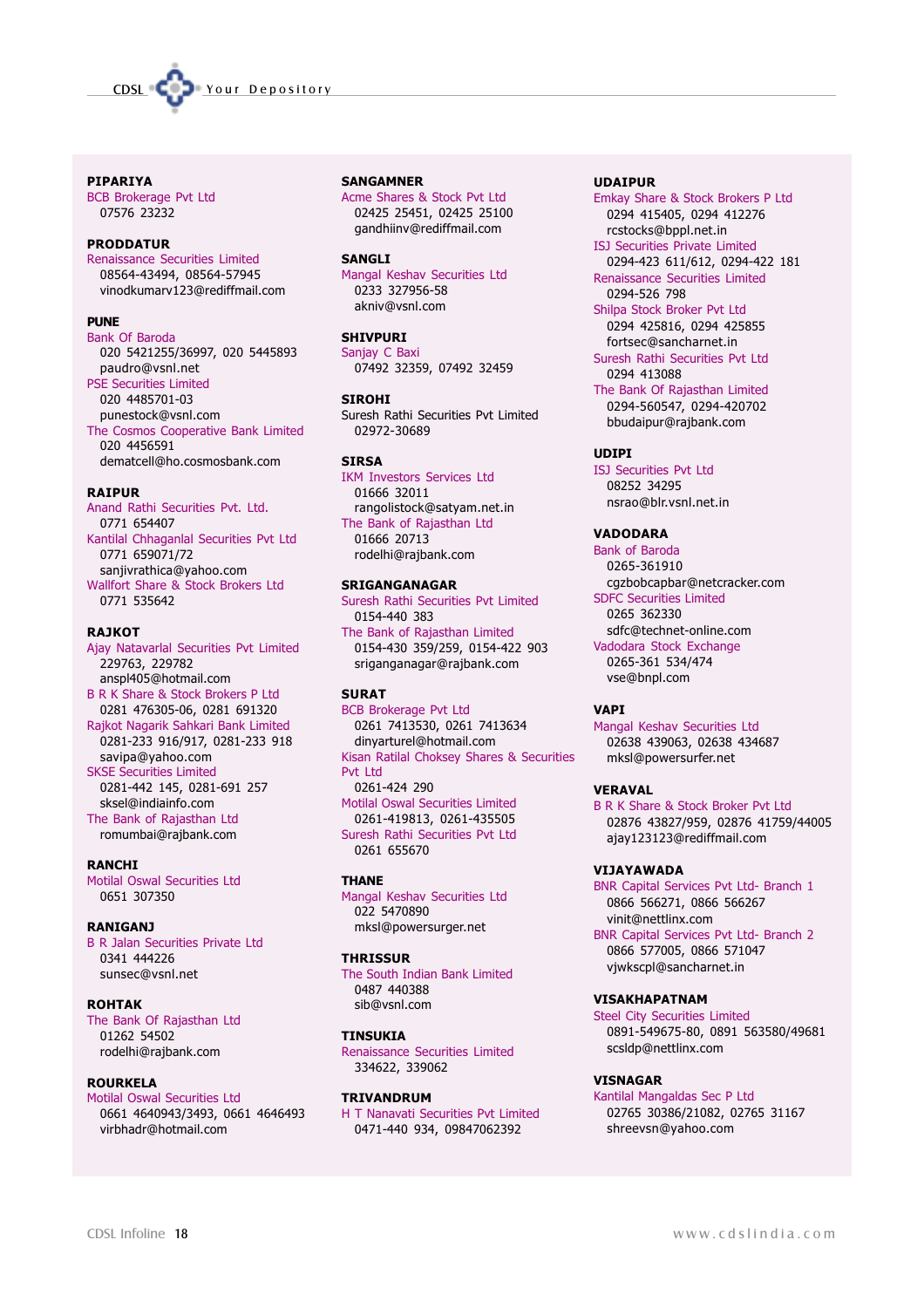**PIPARIYA**
BCB Brokerage Pvt Ltd
07576 23232

**PRODDATUR**
Renaissance Securities Limited
08564-43494, 08564-57945
vinodkumarv123@rediffmail.com

**PUNE**
Bank Of Baroda
020 5421255/36997, 020 5445893
paudro@vsnl.net
PSE Securities Limited
020 4485701-03
punestock@vsnl.com
The Cosmos Cooperative Bank Limited
020 4456591
dematcell@ho.cosmosbank.com

**RAIPUR**
Anand Rathi Securities Pvt. Ltd.
0771 654407
Kantilal Chhaganlal Securities Pvt Ltd
0771 659071/72
sanjivrathica@yahoo.com
Wallfort Share & Stock Brokers Ltd
0771 535642

**RAJKOT**
Ajay Natavarlal Securities Pvt Limited
229763, 229782
anspl405@hotmail.com
B R K Share & Stock Brokers P Ltd
0281 476305-06, 0281 691320
Rajkot Nagarik Sahkari Bank Limited
0281-233 916/917, 0281-233 918
savipa@yahoo.com
SKSE Securities Limited
0281-442 145, 0281-691 257
sksel@indiainfo.com
The Bank of Rajasthan Ltd
romumbai@rajbank.com

**RANCHI**
Motilal Oswal Securities Ltd
0651 307350

**RANIGANJ**
B R Jalan Securities Private Ltd
0341 444226
sunsec@vsnl.net

**ROHTAK**
The Bank Of Rajasthan Ltd
01262 54502
rodelhi@rajbank.com

**ROURKELA**
Motilal Oswal Securities Ltd
0661 4640943/3493, 0661 4646493
virbhadr@hotmail.com

**SANGAMNER**
Acme Shares & Stock Pvt Ltd
02425 25451, 02425 25100
gandhiinv@rediffmail.com

**SANGLI**
Mangal Keshav Securities Ltd
0233 327956-58
akniv@vsnl.com

**SHIVPURI**
Sanjay C Baxi
07492 32359, 07492 32459

**SIROHI**
Suresh Rathi Securities Pvt Limited
02972-30689

**SIRSA**
IKM Investors Services Ltd
01666 32011
rangolistock@satyam.net.in
The Bank of Rajasthan Ltd
01666 20713
rodelhi@rajbank.com

**SRIGANGANAGAR**
Suresh Rathi Securities Pvt Limited
0154-440 383
The Bank of Rajasthan Limited
0154-430 359/259, 0154-422 903
sriganganagar@rajbank.com

**SURAT**
BCB Brokerage Pvt Ltd
0261 7413530, 0261 7413634
dinyarturel@hotmail.com
Kisan Ratilal Choksey Shares & Securities Pvt Ltd
0261-424 290
Motilal Oswal Securities Limited
0261-419813, 0261-435505
Suresh Rathi Securities Pvt Ltd
0261 655670

**THANE**
Mangal Keshav Securities Ltd
022 5470890
mksl@powersurger.net

**THRISSUR**
The South Indian Bank Limited
0487 440388
sib@vsnl.com

**TINSUKIA**
Renaissance Securities Limited
334622, 339062

**TRIVANDRUM**
H T Nanavati Securities Pvt Limited
0471-440 934, 09847062392

**UDAIPUR**
Emkay Share & Stock Brokers P Ltd
0294 415405, 0294 412276
rcstocks@bppl.net.in
ISJ Securities Private Limited
0294-423 611/612, 0294-422 181
Renaissance Securities Limited
0294-526 798
Shilpa Stock Broker Pvt Ltd
0294 425816, 0294 425855
fortsec@sancharnet.in
Suresh Rathi Securities Pvt Ltd
0294 413088
The Bank Of Rajasthan Limited
0294-560547, 0294-420702
bbudaipur@rajbank.com

**UDIPI**
ISJ Securities Pvt Ltd
08252 34295
nsrao@blr.vsnl.net.in

**VADODARA**
Bank of Baroda
0265-361910
cgzbobcapbar@netcracker.com
SDFC Securities Limited
0265 362330
sdfc@technet-online.com
Vadodara Stock Exchange
0265-361 534/474
vse@bnpl.com

**VAPI**
Mangal Keshav Securities Ltd
02638 439063, 02638 434687
mksl@powersurfer.net

**VERAVAL**
B R K Share & Stock Broker Pvt Ltd
02876 43827/959, 02876 41759/44005
ajay123123@rediffmail.com

**VIJAYAWADA**
BNR Capital Services Pvt Ltd- Branch 1
0866 566271, 0866 566267
vinit@nettlinx.com
BNR Capital Services Pvt Ltd- Branch 2
0866 577005, 0866 571047
vjwkscpl@sancharnet.in

**VISAKHAPATNAM**
Steel City Securities Limited
0891-549675-80, 0891 563580/49681
scsldp@nettlinx.com

**VISNAGAR**
Kantilal Mangaldas Sec P Ltd
02765 30386/21082, 02765 31167
shreevsn@yahoo.com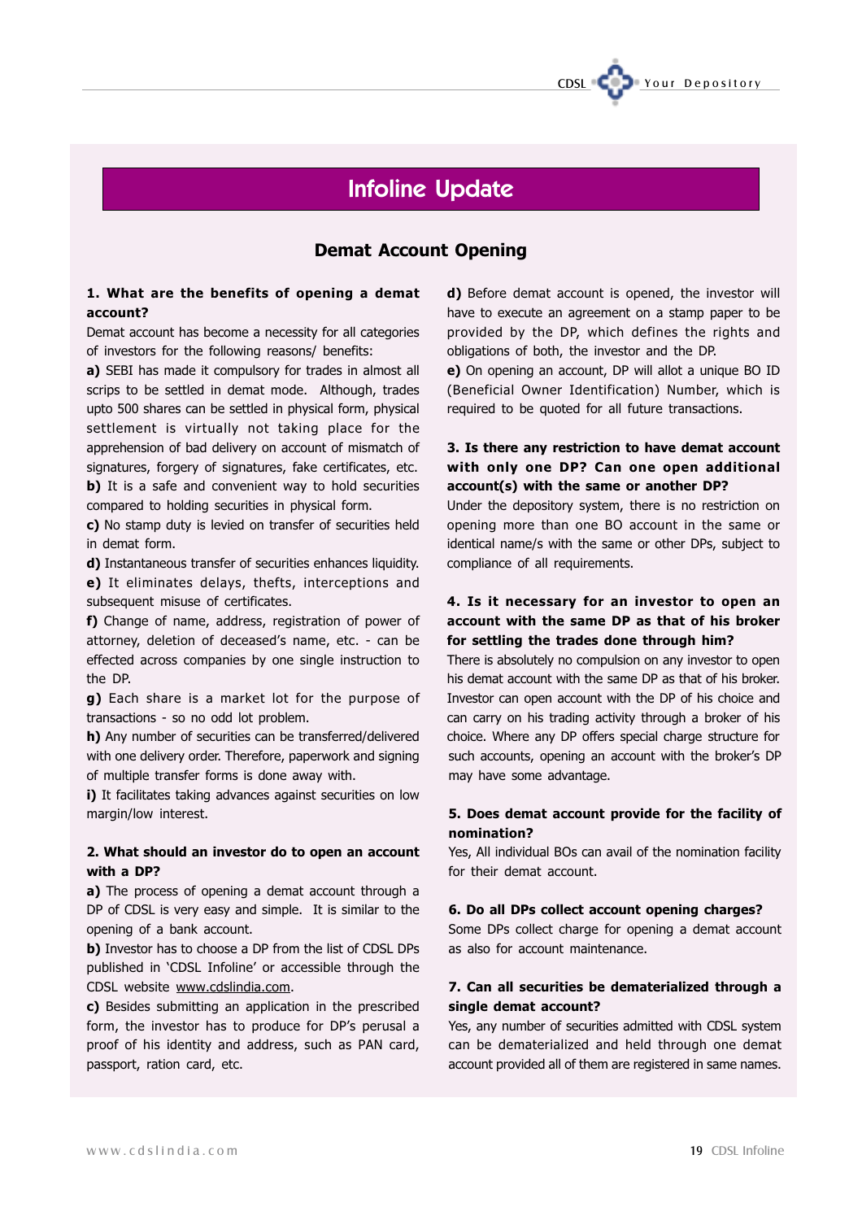# Infoline Update

## Demat Account Opening

**1. What are the benefits of opening a demat account?**

Demat account has become a necessity for all categories of investors for the following reasons/ benefits:

**a)** SEBI has made it compulsory for trades in almost all scrips to be settled in demat mode. Although, trades upto 500 shares can be settled in physical form, physical settlement is virtually not taking place for the apprehension of bad delivery on account of mismatch of signatures, forgery of signatures, fake certificates, etc.

**b)** It is a safe and convenient way to hold securities compared to holding securities in physical form.

**c)** No stamp duty is levied on transfer of securities held in demat form.

**d)** Instantaneous transfer of securities enhances liquidity.

**e)** It eliminates delays, thefts, interceptions and subsequent misuse of certificates.

**f)** Change of name, address, registration of power of attorney, deletion of deceased's name, etc. - can be effected across companies by one single instruction to the DP.

**g)** Each share is a market lot for the purpose of transactions - so no odd lot problem.

**h)** Any number of securities can be transferred/delivered with one delivery order. Therefore, paperwork and signing of multiple transfer forms is done away with.

**i)** It facilitates taking advances against securities on low margin/low interest.

**2. What should an investor do to open an account with a DP?**

**a)** The process of opening a demat account through a DP of CDSL is very easy and simple. It is similar to the opening of a bank account.

**b)** Investor has to choose a DP from the list of CDSL DPs published in 'CDSL Infoline' or accessible through the CDSL website www.cdslindia.com.

**c)** Besides submitting an application in the prescribed form, the investor has to produce for DP's perusal a proof of his identity and address, such as PAN card, passport, ration card, etc.

**d)** Before demat account is opened, the investor will have to execute an agreement on a stamp paper to be provided by the DP, which defines the rights and obligations of both, the investor and the DP.

**e)** On opening an account, DP will allot a unique BO ID (Beneficial Owner Identification) Number, which is required to be quoted for all future transactions.

**3. Is there any restriction to have demat account with only one DP? Can one open additional account(s) with the same or another DP?**

Under the depository system, there is no restriction on opening more than one BO account in the same or identical name/s with the same or other DPs, subject to compliance of all requirements.

**4. Is it necessary for an investor to open an account with the same DP as that of his broker for settling the trades done through him?**

There is absolutely no compulsion on any investor to open his demat account with the same DP as that of his broker. Investor can open account with the DP of his choice and can carry on his trading activity through a broker of his choice. Where any DP offers special charge structure for such accounts, opening an account with the broker's DP may have some advantage.

**5. Does demat account provide for the facility of nomination?**

Yes, All individual BOs can avail of the nomination facility for their demat account.

**6. Do all DPs collect account opening charges?**

Some DPs collect charge for opening a demat account as also for account maintenance.

**7. Can all securities be dematerialized through a single demat account?**

Yes, any number of securities admitted with CDSL system can be dematerialized and held through one demat account provided all of them are registered in same names.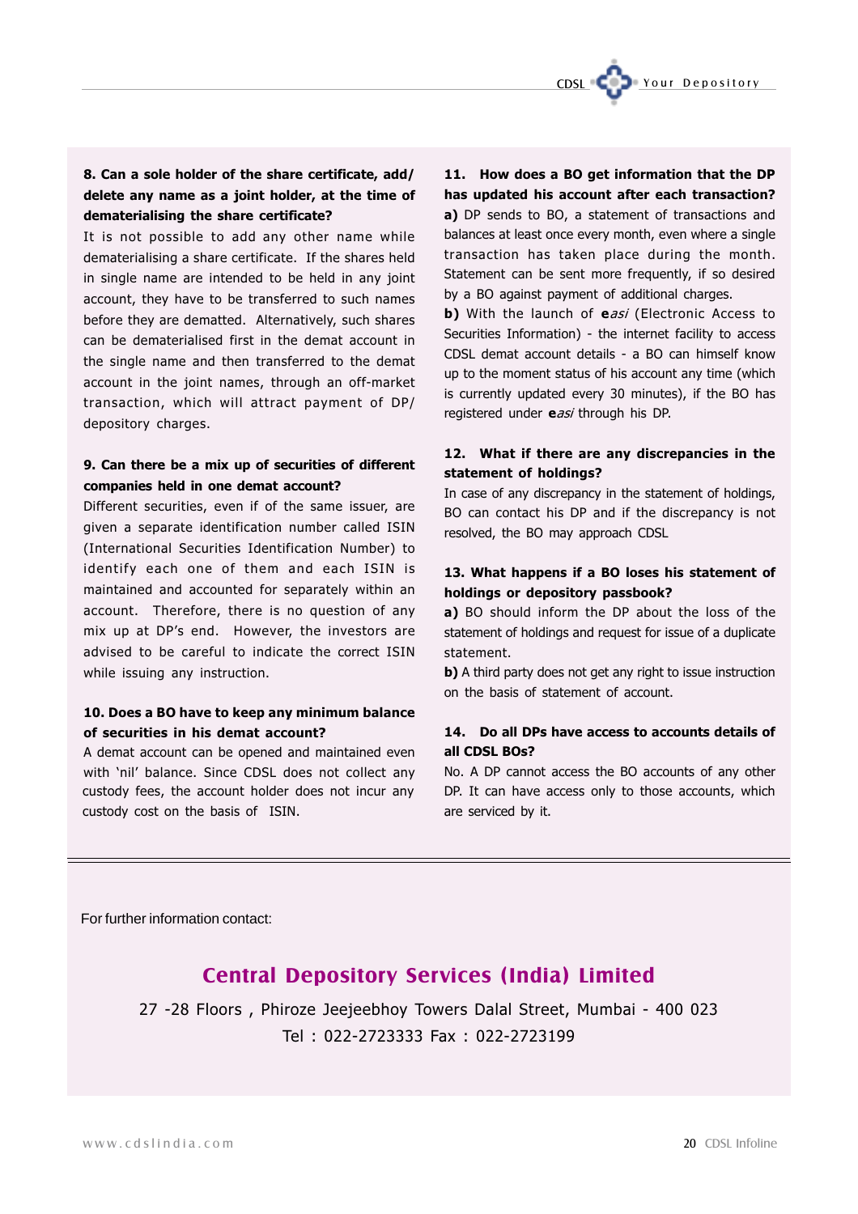**8. Can a sole holder of the share certificate, add/ delete any name as a joint holder, at the time of dematerialising the share certificate?**

It is not possible to add any other name while dematerialising a share certificate. If the shares held in single name are intended to be held in any joint account, they have to be transferred to such names before they are dematted. Alternatively, such shares can be dematerialised first in the demat account in the single name and then transferred to the demat account in the joint names, through an off-market transaction, which will attract payment of DP/ depository charges.

**9. Can there be a mix up of securities of different companies held in one demat account?**

Different securities, even if of the same issuer, are given a separate identification number called ISIN (International Securities Identification Number) to identify each one of them and each ISIN is maintained and accounted for separately within an account. Therefore, there is no question of any mix up at DP's end. However, the investors are advised to be careful to indicate the correct ISIN while issuing any instruction.

**10. Does a BO have to keep any minimum balance of securities in his demat account?**

A demat account can be opened and maintained even with 'nil' balance. Since CDSL does not collect any custody fees, the account holder does not incur any custody cost on the basis of ISIN.

**11. How does a BO get information that the DP has updated his account after each transaction?**

**a)** DP sends to BO, a statement of transactions and balances at least once every month, even where a single transaction has taken place during the month. Statement can be sent more frequently, if so desired by a BO against payment of additional charges.

**b)** With the launch of ***e****asi* (Electronic Access to Securities Information) - the internet facility to access CDSL demat account details - a BO can himself know up to the moment status of his account any time (which is currently updated every 30 minutes), if the BO has registered under ***e****asi* through his DP.

**12. What if there are any discrepancies in the statement of holdings?**

In case of any discrepancy in the statement of holdings, BO can contact his DP and if the discrepancy is not resolved, the BO may approach CDSL

**13. What happens if a BO loses his statement of holdings or depository passbook?**

**a)** BO should inform the DP about the loss of the statement of holdings and request for issue of a duplicate statement.

**b)** A third party does not get any right to issue instruction on the basis of statement of account.

**14. Do all DPs have access to accounts details of all CDSL BOs?**

No. A DP cannot access the BO accounts of any other DP. It can have access only to those accounts, which are serviced by it.

---

For further information contact:

## Central Depository Services (India) Limited

27 -28 Floors , Phiroze Jeejeebhoy Towers Dalal Street, Mumbai - 400 023
Tel : 022-2723333 Fax : 022-2723199